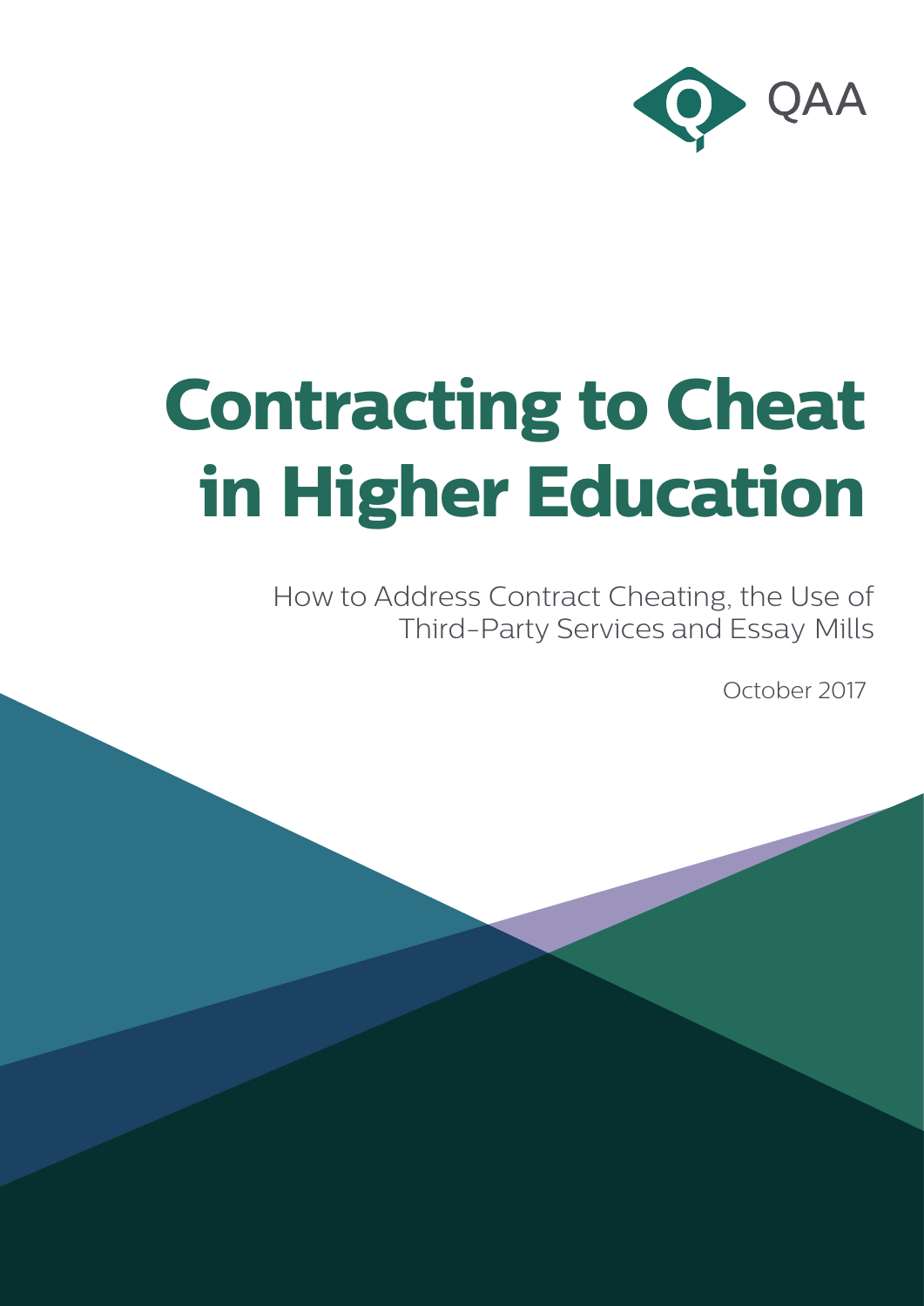QAA

# Contracting to Cheat in Higher Education

How to Address Contract Cheating, the Use of Third-Party Services and Essay Mills

October 2017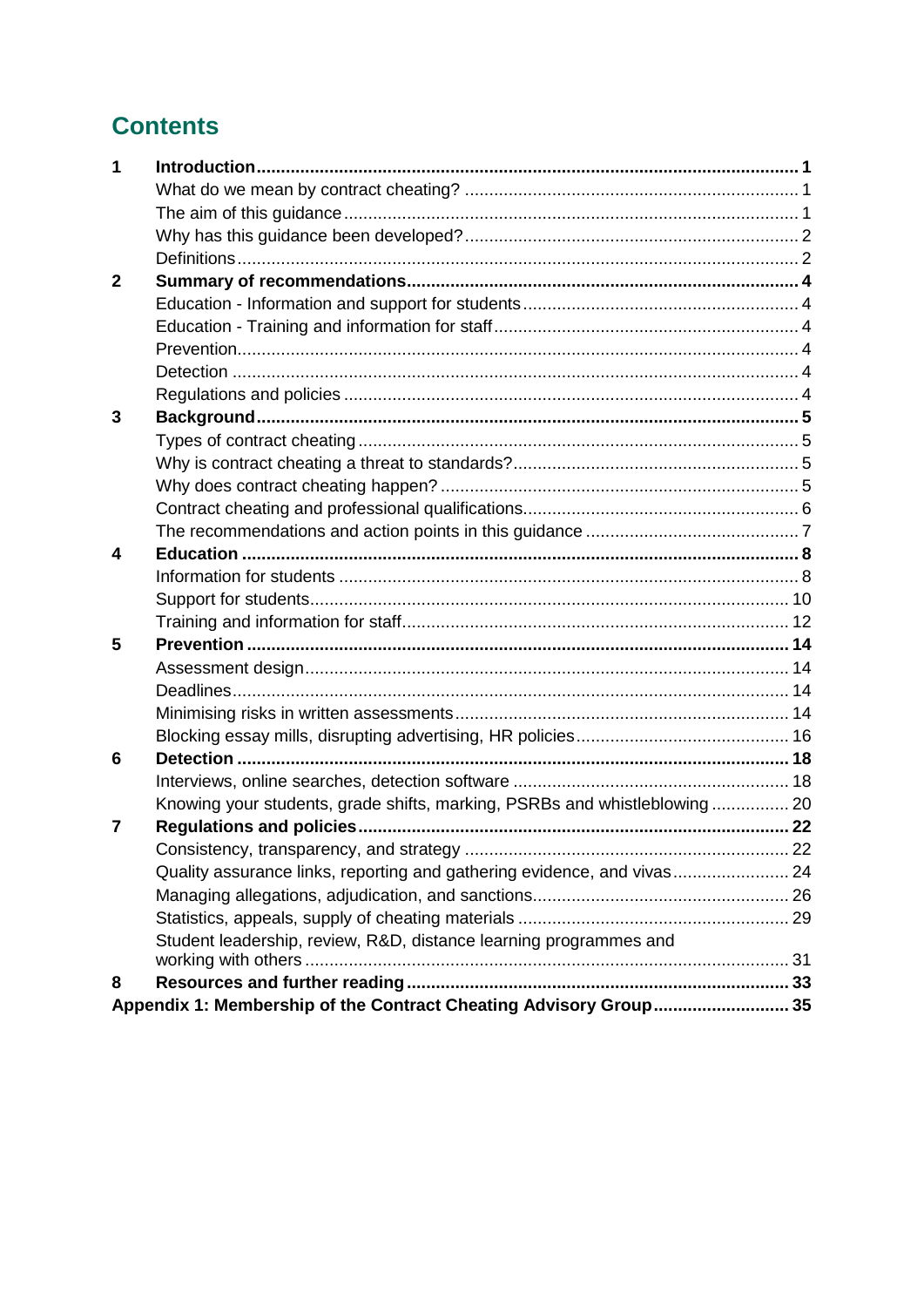# Contents

| | | |
|---|---|---|
| **1** | **Introduction** | **1** |
| | What do we mean by contract cheating? | 1 |
| | The aim of this guidance | 1 |
| | Why has this guidance been developed? | 2 |
| | Definitions | 2 |
| **2** | **Summary of recommendations** | **4** |
| | Education - Information and support for students | 4 |
| | Education - Training and information for staff | 4 |
| | Prevention | 4 |
| | Detection | 4 |
| | Regulations and policies | 4 |
| **3** | **Background** | **5** |
| | Types of contract cheating | 5 |
| | Why is contract cheating a threat to standards? | 5 |
| | Why does contract cheating happen? | 5 |
| | Contract cheating and professional qualifications | 6 |
| | The recommendations and action points in this guidance | 7 |
| **4** | **Education** | **8** |
| | Information for students | 8 |
| | Support for students | 10 |
| | Training and information for staff | 12 |
| **5** | **Prevention** | **14** |
| | Assessment design | 14 |
| | Deadlines | 14 |
| | Minimising risks in written assessments | 14 |
| | Blocking essay mills, disrupting advertising, HR policies | 16 |
| **6** | **Detection** | **18** |
| | Interviews, online searches, detection software | 18 |
| | Knowing your students, grade shifts, marking, PSRBs and whistleblowing | 20 |
| **7** | **Regulations and policies** | **22** |
| | Consistency, transparency, and strategy | 22 |
| | Quality assurance links, reporting and gathering evidence, and vivas | 24 |
| | Managing allegations, adjudication, and sanctions | 26 |
| | Statistics, appeals, supply of cheating materials | 29 |
| | Student leadership, review, R&D, distance learning programmes and working with others | 31 |
| **8** | **Resources and further reading** | **33** |
| **Appendix 1: Membership of the Contract Cheating Advisory Group** | | **35** |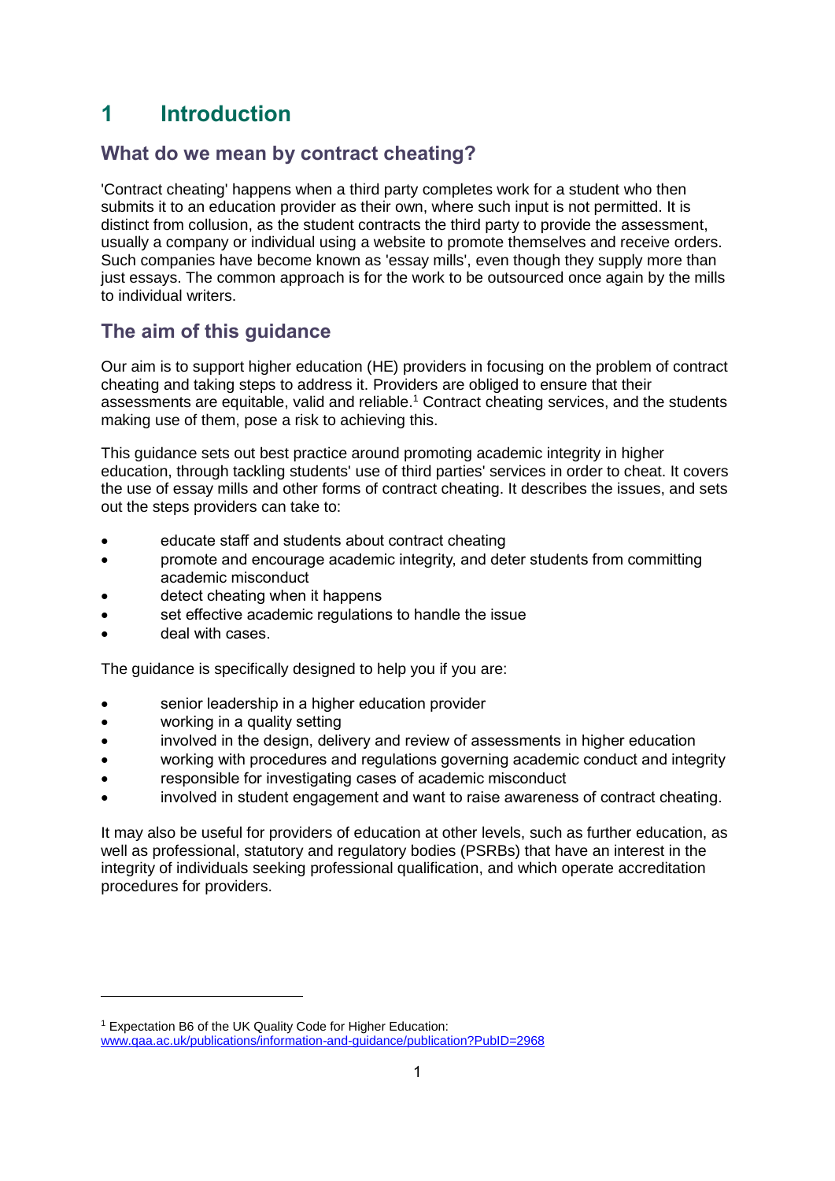# 1 Introduction

## What do we mean by contract cheating?

'Contract cheating' happens when a third party completes work for a student who then submits it to an education provider as their own, where such input is not permitted. It is distinct from collusion, as the student contracts the third party to provide the assessment, usually a company or individual using a website to promote themselves and receive orders. Such companies have become known as 'essay mills', even though they supply more than just essays. The common approach is for the work to be outsourced once again by the mills to individual writers.

## The aim of this guidance

Our aim is to support higher education (HE) providers in focusing on the problem of contract cheating and taking steps to address it. Providers are obliged to ensure that their assessments are equitable, valid and reliable.[1] Contract cheating services, and the students making use of them, pose a risk to achieving this.

This guidance sets out best practice around promoting academic integrity in higher education, through tackling students' use of third parties' services in order to cheat. It covers the use of essay mills and other forms of contract cheating. It describes the issues, and sets out the steps providers can take to:

- educate staff and students about contract cheating
- promote and encourage academic integrity, and deter students from committing academic misconduct
- detect cheating when it happens
- set effective academic regulations to handle the issue
- deal with cases.

The guidance is specifically designed to help you if you are:

- senior leadership in a higher education provider
- working in a quality setting
- involved in the design, delivery and review of assessments in higher education
- working with procedures and regulations governing academic conduct and integrity
- responsible for investigating cases of academic misconduct
- involved in student engagement and want to raise awareness of contract cheating.

It may also be useful for providers of education at other levels, such as further education, as well as professional, statutory and regulatory bodies (PSRBs) that have an interest in the integrity of individuals seeking professional qualification, and which operate accreditation procedures for providers.

---

[1] Expectation B6 of the UK Quality Code for Higher Education: www.qaa.ac.uk/publications/information-and-guidance/publication?PubID=2968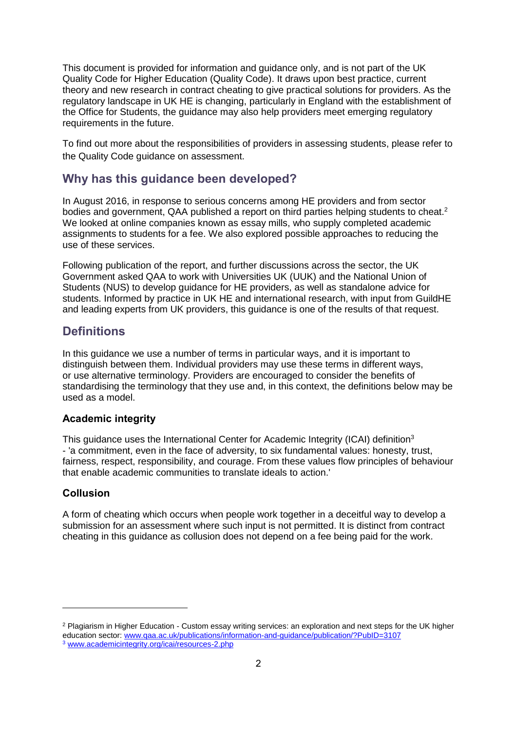This document is provided for information and guidance only, and is not part of the UK Quality Code for Higher Education (Quality Code). It draws upon best practice, current theory and new research in contract cheating to give practical solutions for providers. As the regulatory landscape in UK HE is changing, particularly in England with the establishment of the Office for Students, the guidance may also help providers meet emerging regulatory requirements in the future.

To find out more about the responsibilities of providers in assessing students, please refer to the Quality Code guidance on assessment.

## Why has this guidance been developed?

In August 2016, in response to serious concerns among HE providers and from sector bodies and government, QAA published a report on third parties helping students to cheat.[2] We looked at online companies known as essay mills, who supply completed academic assignments to students for a fee. We also explored possible approaches to reducing the use of these services.

Following publication of the report, and further discussions across the sector, the UK Government asked QAA to work with Universities UK (UUK) and the National Union of Students (NUS) to develop guidance for HE providers, as well as standalone advice for students. Informed by practice in UK HE and international research, with input from GuildHE and leading experts from UK providers, this guidance is one of the results of that request.

## Definitions

In this guidance we use a number of terms in particular ways, and it is important to distinguish between them. Individual providers may use these terms in different ways, or use alternative terminology. Providers are encouraged to consider the benefits of standardising the terminology that they use and, in this context, the definitions below may be used as a model.

### Academic integrity

This guidance uses the International Center for Academic Integrity (ICAI) definition[3] - 'a commitment, even in the face of adversity, to six fundamental values: honesty, trust, fairness, respect, responsibility, and courage. From these values flow principles of behaviour that enable academic communities to translate ideals to action.'

### Collusion

A form of cheating which occurs when people work together in a deceitful way to develop a submission for an assessment where such input is not permitted. It is distinct from contract cheating in this guidance as collusion does not depend on a fee being paid for the work.

---

[2] Plagiarism in Higher Education - Custom essay writing services: an exploration and next steps for the UK higher education sector: www.qaa.ac.uk/publications/information-and-guidance/publication/?PubID=3107

[3] www.academicintegrity.org/icai/resources-2.php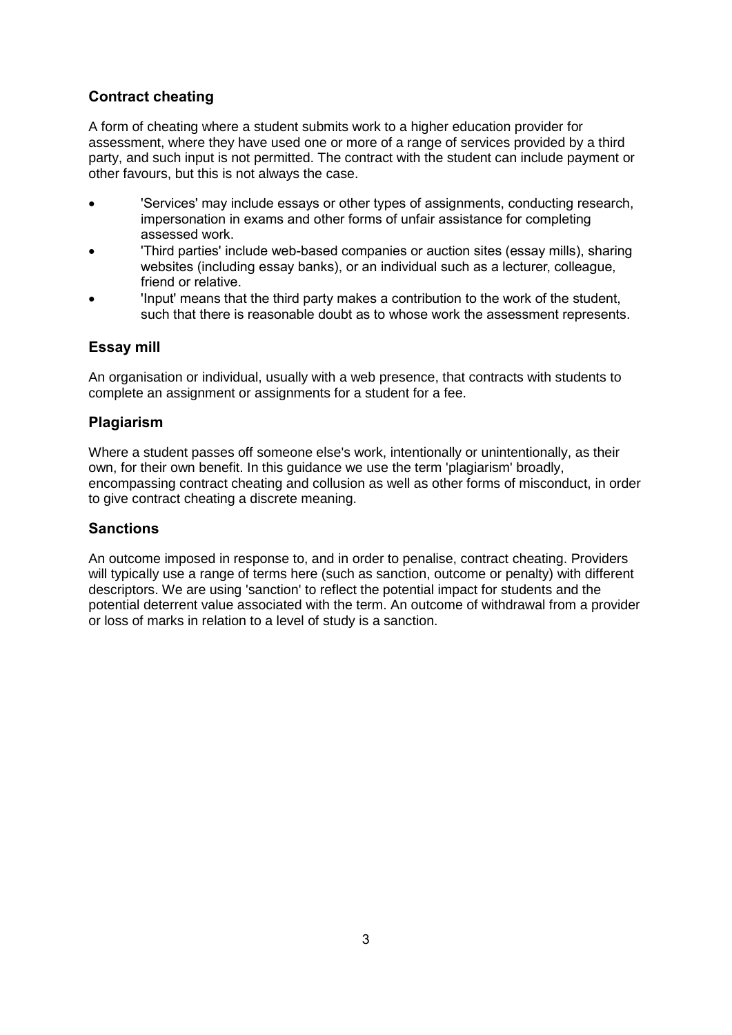## Contract cheating

A form of cheating where a student submits work to a higher education provider for assessment, where they have used one or more of a range of services provided by a third party, and such input is not permitted. The contract with the student can include payment or other favours, but this is not always the case.

- 'Services' may include essays or other types of assignments, conducting research, impersonation in exams and other forms of unfair assistance for completing assessed work.
- 'Third parties' include web-based companies or auction sites (essay mills), sharing websites (including essay banks), or an individual such as a lecturer, colleague, friend or relative.
- 'Input' means that the third party makes a contribution to the work of the student, such that there is reasonable doubt as to whose work the assessment represents.

## Essay mill

An organisation or individual, usually with a web presence, that contracts with students to complete an assignment or assignments for a student for a fee.

## Plagiarism

Where a student passes off someone else's work, intentionally or unintentionally, as their own, for their own benefit. In this guidance we use the term 'plagiarism' broadly, encompassing contract cheating and collusion as well as other forms of misconduct, in order to give contract cheating a discrete meaning.

## Sanctions

An outcome imposed in response to, and in order to penalise, contract cheating. Providers will typically use a range of terms here (such as sanction, outcome or penalty) with different descriptors. We are using 'sanction' to reflect the potential impact for students and the potential deterrent value associated with the term. An outcome of withdrawal from a provider or loss of marks in relation to a level of study is a sanction.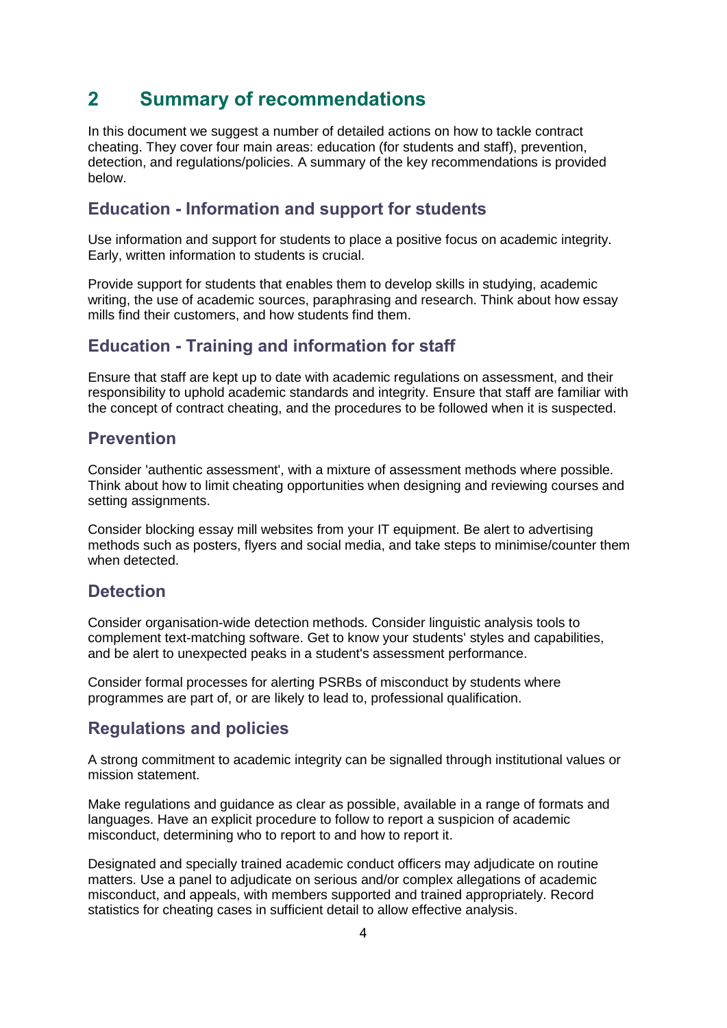## 2 Summary of recommendations

In this document we suggest a number of detailed actions on how to tackle contract cheating. They cover four main areas: education (for students and staff), prevention, detection, and regulations/policies. A summary of the key recommendations is provided below.

### Education - Information and support for students

Use information and support for students to place a positive focus on academic integrity. Early, written information to students is crucial.

Provide support for students that enables them to develop skills in studying, academic writing, the use of academic sources, paraphrasing and research. Think about how essay mills find their customers, and how students find them.

### Education - Training and information for staff

Ensure that staff are kept up to date with academic regulations on assessment, and their responsibility to uphold academic standards and integrity. Ensure that staff are familiar with the concept of contract cheating, and the procedures to be followed when it is suspected.

### Prevention

Consider 'authentic assessment', with a mixture of assessment methods where possible. Think about how to limit cheating opportunities when designing and reviewing courses and setting assignments.

Consider blocking essay mill websites from your IT equipment. Be alert to advertising methods such as posters, flyers and social media, and take steps to minimise/counter them when detected.

### Detection

Consider organisation-wide detection methods. Consider linguistic analysis tools to complement text-matching software. Get to know your students' styles and capabilities, and be alert to unexpected peaks in a student's assessment performance.

Consider formal processes for alerting PSRBs of misconduct by students where programmes are part of, or are likely to lead to, professional qualification.

### Regulations and policies

A strong commitment to academic integrity can be signalled through institutional values or mission statement.

Make regulations and guidance as clear as possible, available in a range of formats and languages. Have an explicit procedure to follow to report a suspicion of academic misconduct, determining who to report to and how to report it.

Designated and specially trained academic conduct officers may adjudicate on routine matters. Use a panel to adjudicate on serious and/or complex allegations of academic misconduct, and appeals, with members supported and trained appropriately. Record statistics for cheating cases in sufficient detail to allow effective analysis.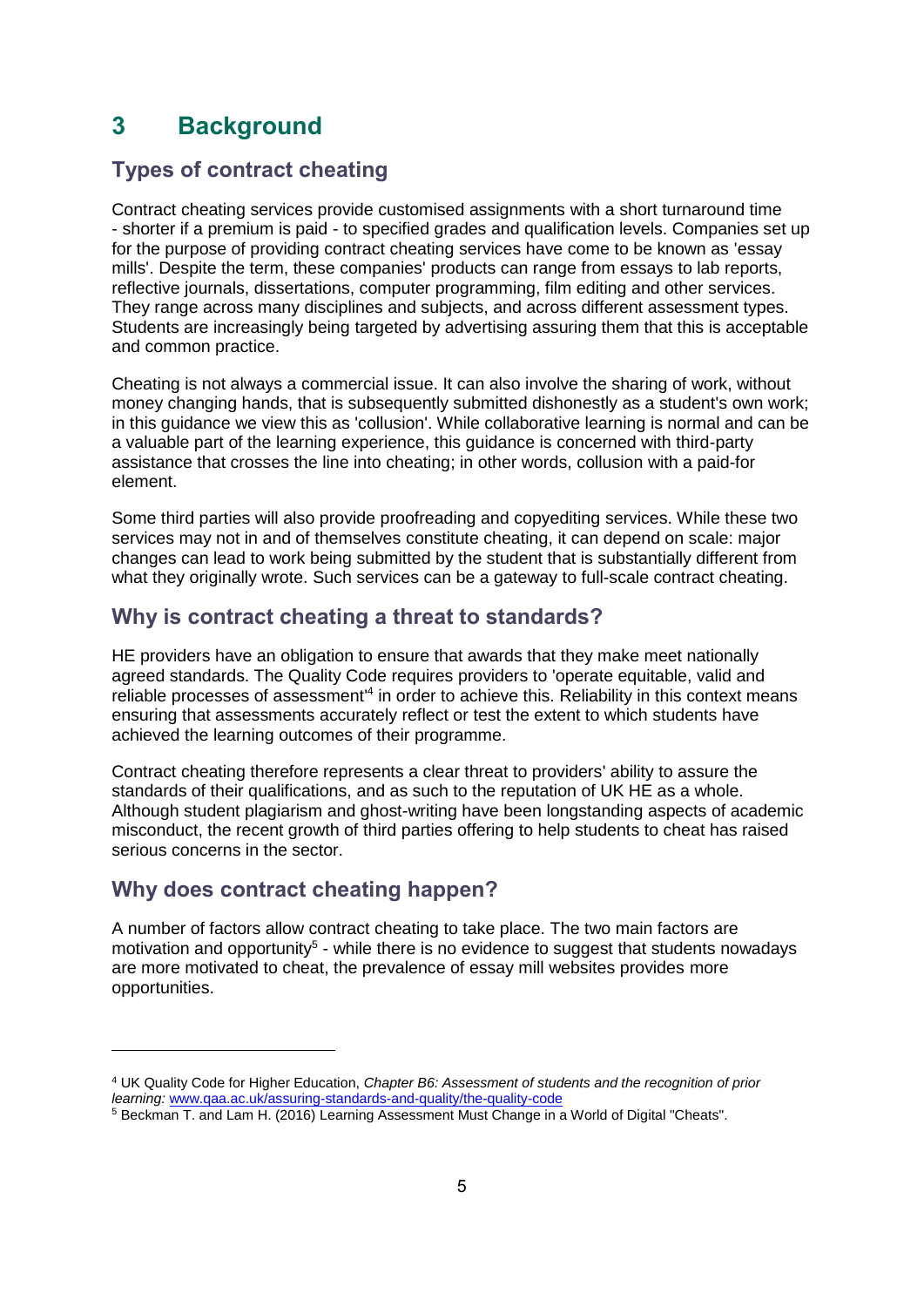# 3 Background

## Types of contract cheating

Contract cheating services provide customised assignments with a short turnaround time - shorter if a premium is paid - to specified grades and qualification levels. Companies set up for the purpose of providing contract cheating services have come to be known as 'essay mills'. Despite the term, these companies' products can range from essays to lab reports, reflective journals, dissertations, computer programming, film editing and other services. They range across many disciplines and subjects, and across different assessment types. Students are increasingly being targeted by advertising assuring them that this is acceptable and common practice.

Cheating is not always a commercial issue. It can also involve the sharing of work, without money changing hands, that is subsequently submitted dishonestly as a student's own work; in this guidance we view this as 'collusion'. While collaborative learning is normal and can be a valuable part of the learning experience, this guidance is concerned with third-party assistance that crosses the line into cheating; in other words, collusion with a paid-for element.

Some third parties will also provide proofreading and copyediting services. While these two services may not in and of themselves constitute cheating, it can depend on scale: major changes can lead to work being submitted by the student that is substantially different from what they originally wrote. Such services can be a gateway to full-scale contract cheating.

## Why is contract cheating a threat to standards?

HE providers have an obligation to ensure that awards that they make meet nationally agreed standards. The Quality Code requires providers to 'operate equitable, valid and reliable processes of assessment'[4] in order to achieve this. Reliability in this context means ensuring that assessments accurately reflect or test the extent to which students have achieved the learning outcomes of their programme.

Contract cheating therefore represents a clear threat to providers' ability to assure the standards of their qualifications, and as such to the reputation of UK HE as a whole. Although student plagiarism and ghost-writing have been longstanding aspects of academic misconduct, the recent growth of third parties offering to help students to cheat has raised serious concerns in the sector.

## Why does contract cheating happen?

A number of factors allow contract cheating to take place. The two main factors are motivation and opportunity[5] - while there is no evidence to suggest that students nowadays are more motivated to cheat, the prevalence of essay mill websites provides more opportunities.

---

[4] UK Quality Code for Higher Education, *Chapter B6: Assessment of students and the recognition of prior learning:* www.qaa.ac.uk/assuring-standards-and-quality/the-quality-code

[5] Beckman T. and Lam H. (2016) Learning Assessment Must Change in a World of Digital "Cheats".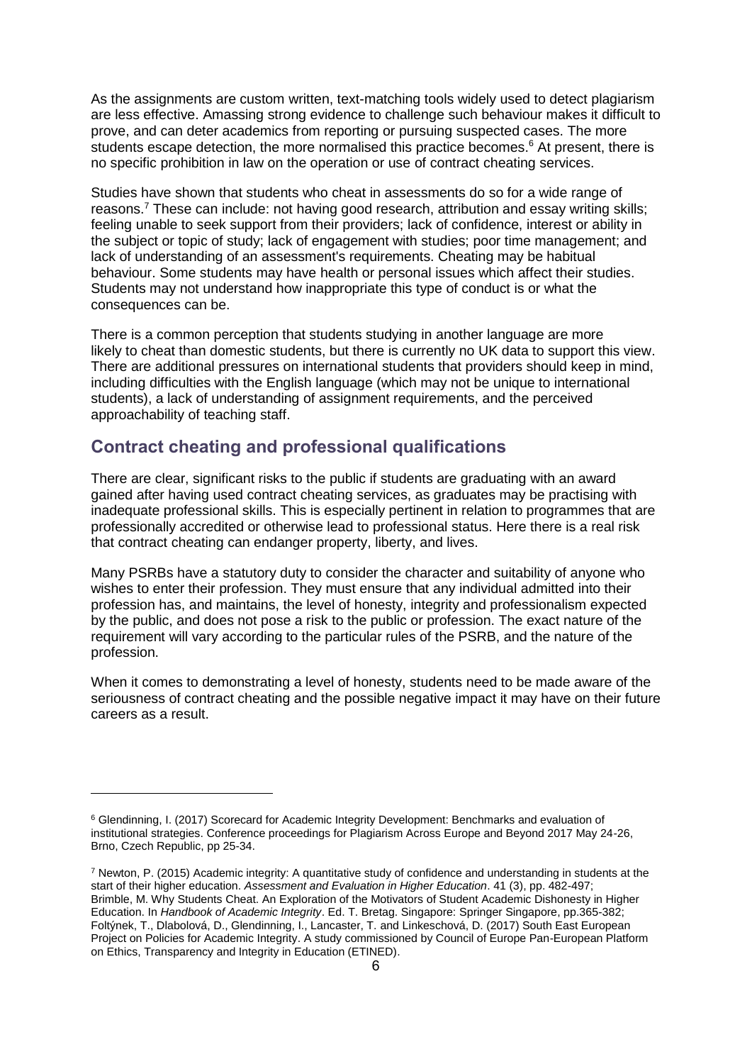As the assignments are custom written, text-matching tools widely used to detect plagiarism are less effective. Amassing strong evidence to challenge such behaviour makes it difficult to prove, and can deter academics from reporting or pursuing suspected cases. The more students escape detection, the more normalised this practice becomes.[6] At present, there is no specific prohibition in law on the operation or use of contract cheating services.

Studies have shown that students who cheat in assessments do so for a wide range of reasons.[7] These can include: not having good research, attribution and essay writing skills; feeling unable to seek support from their providers; lack of confidence, interest or ability in the subject or topic of study; lack of engagement with studies; poor time management; and lack of understanding of an assessment's requirements. Cheating may be habitual behaviour. Some students may have health or personal issues which affect their studies. Students may not understand how inappropriate this type of conduct is or what the consequences can be.

There is a common perception that students studying in another language are more likely to cheat than domestic students, but there is currently no UK data to support this view. There are additional pressures on international students that providers should keep in mind, including difficulties with the English language (which may not be unique to international students), a lack of understanding of assignment requirements, and the perceived approachability of teaching staff.

## Contract cheating and professional qualifications

There are clear, significant risks to the public if students are graduating with an award gained after having used contract cheating services, as graduates may be practising with inadequate professional skills. This is especially pertinent in relation to programmes that are professionally accredited or otherwise lead to professional status. Here there is a real risk that contract cheating can endanger property, liberty, and lives.

Many PSRBs have a statutory duty to consider the character and suitability of anyone who wishes to enter their profession. They must ensure that any individual admitted into their profession has, and maintains, the level of honesty, integrity and professionalism expected by the public, and does not pose a risk to the public or profession. The exact nature of the requirement will vary according to the particular rules of the PSRB, and the nature of the profession.

When it comes to demonstrating a level of honesty, students need to be made aware of the seriousness of contract cheating and the possible negative impact it may have on their future careers as a result.

---

[6] Glendinning, I. (2017) Scorecard for Academic Integrity Development: Benchmarks and evaluation of institutional strategies. Conference proceedings for Plagiarism Across Europe and Beyond 2017 May 24-26, Brno, Czech Republic, pp 25-34.

[7] Newton, P. (2015) Academic integrity: A quantitative study of confidence and understanding in students at the start of their higher education. *Assessment and Evaluation in Higher Education*. 41 (3), pp. 482-497; Brimble, M. Why Students Cheat. An Exploration of the Motivators of Student Academic Dishonesty in Higher Education. In *Handbook of Academic Integrity*. Ed. T. Bretag. Singapore: Springer Singapore, pp.365-382; Foltýnek, T., Dlabolová, D., Glendinning, I., Lancaster, T. and Linkeschová, D. (2017) South East European Project on Policies for Academic Integrity. A study commissioned by Council of Europe Pan-European Platform on Ethics, Transparency and Integrity in Education (ETINED).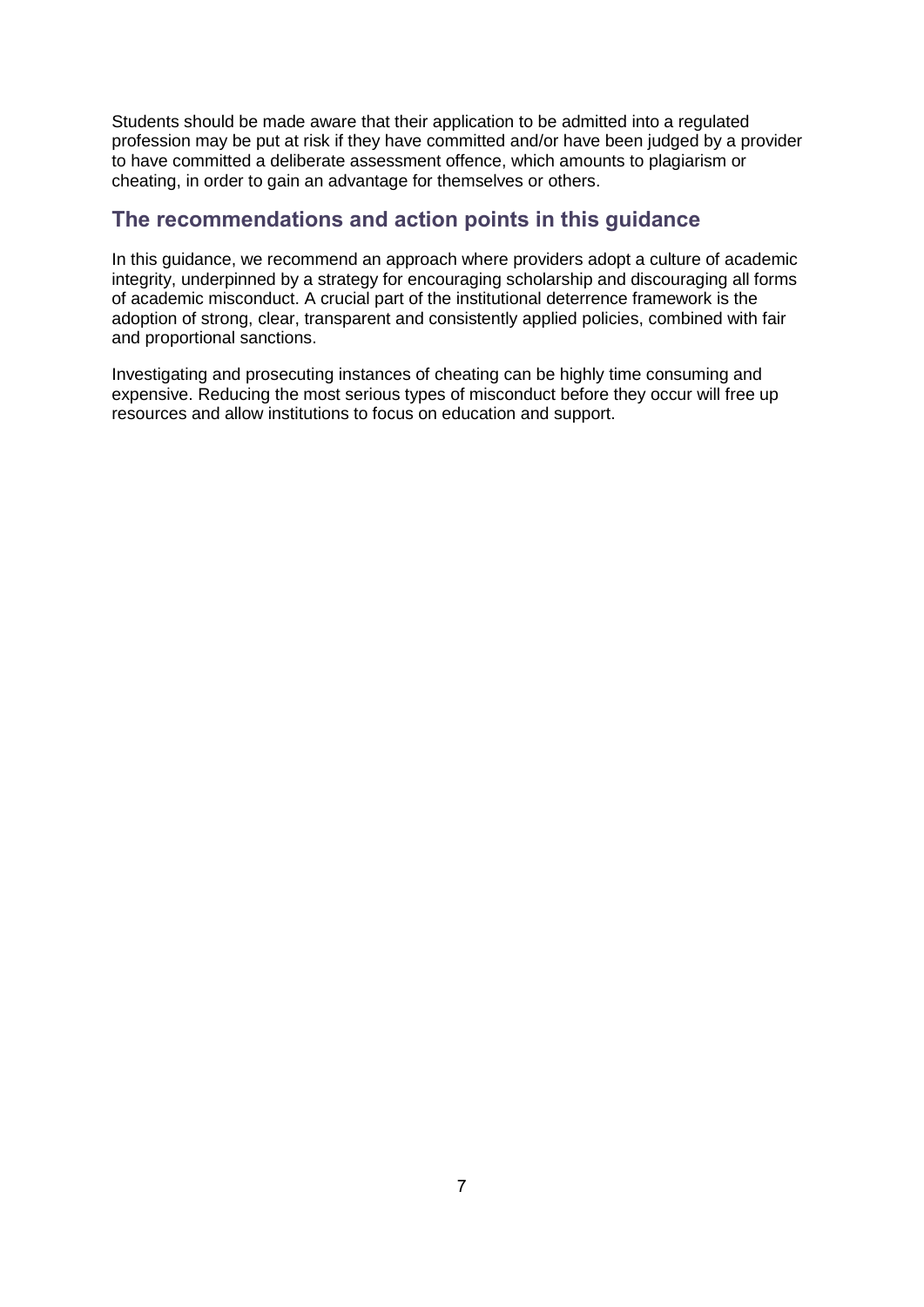Students should be made aware that their application to be admitted into a regulated profession may be put at risk if they have committed and/or have been judged by a provider to have committed a deliberate assessment offence, which amounts to plagiarism or cheating, in order to gain an advantage for themselves or others.

## The recommendations and action points in this guidance

In this guidance, we recommend an approach where providers adopt a culture of academic integrity, underpinned by a strategy for encouraging scholarship and discouraging all forms of academic misconduct. A crucial part of the institutional deterrence framework is the adoption of strong, clear, transparent and consistently applied policies, combined with fair and proportional sanctions.

Investigating and prosecuting instances of cheating can be highly time consuming and expensive. Reducing the most serious types of misconduct before they occur will free up resources and allow institutions to focus on education and support.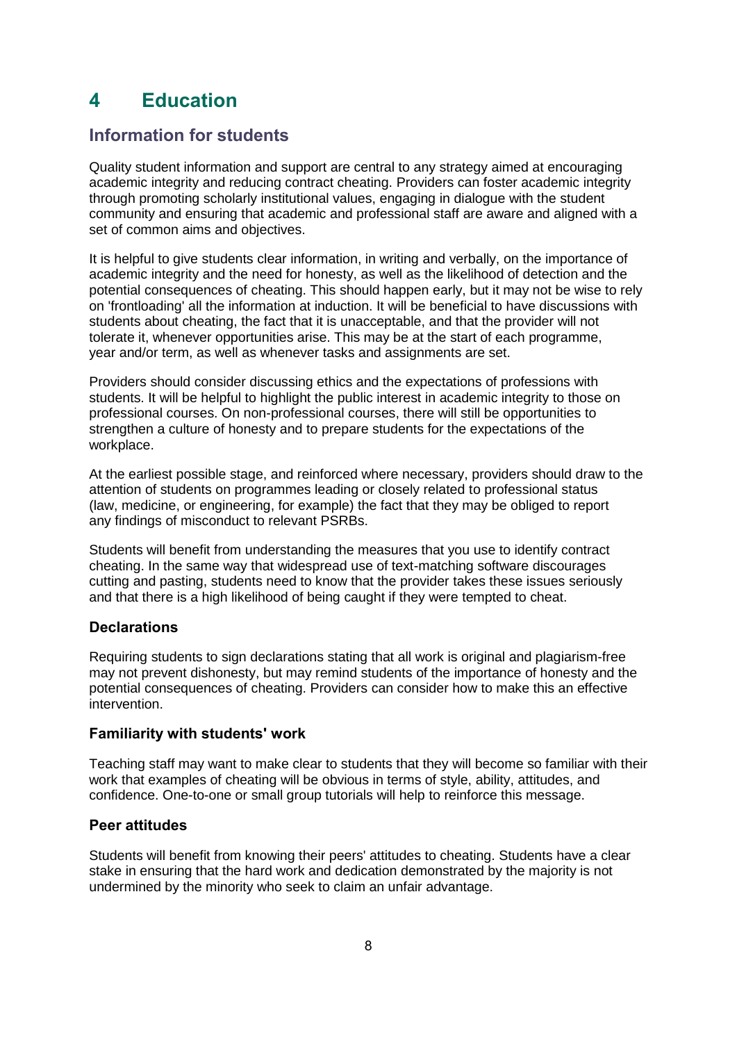# 4 Education

## Information for students

Quality student information and support are central to any strategy aimed at encouraging academic integrity and reducing contract cheating. Providers can foster academic integrity through promoting scholarly institutional values, engaging in dialogue with the student community and ensuring that academic and professional staff are aware and aligned with a set of common aims and objectives.

It is helpful to give students clear information, in writing and verbally, on the importance of academic integrity and the need for honesty, as well as the likelihood of detection and the potential consequences of cheating. This should happen early, but it may not be wise to rely on 'frontloading' all the information at induction. It will be beneficial to have discussions with students about cheating, the fact that it is unacceptable, and that the provider will not tolerate it, whenever opportunities arise. This may be at the start of each programme, year and/or term, as well as whenever tasks and assignments are set.

Providers should consider discussing ethics and the expectations of professions with students. It will be helpful to highlight the public interest in academic integrity to those on professional courses. On non-professional courses, there will still be opportunities to strengthen a culture of honesty and to prepare students for the expectations of the workplace.

At the earliest possible stage, and reinforced where necessary, providers should draw to the attention of students on programmes leading or closely related to professional status (law, medicine, or engineering, for example) the fact that they may be obliged to report any findings of misconduct to relevant PSRBs.

Students will benefit from understanding the measures that you use to identify contract cheating. In the same way that widespread use of text-matching software discourages cutting and pasting, students need to know that the provider takes these issues seriously and that there is a high likelihood of being caught if they were tempted to cheat.

### Declarations

Requiring students to sign declarations stating that all work is original and plagiarism-free may not prevent dishonesty, but may remind students of the importance of honesty and the potential consequences of cheating. Providers can consider how to make this an effective intervention.

### Familiarity with students' work

Teaching staff may want to make clear to students that they will become so familiar with their work that examples of cheating will be obvious in terms of style, ability, attitudes, and confidence. One-to-one or small group tutorials will help to reinforce this message.

### Peer attitudes

Students will benefit from knowing their peers' attitudes to cheating. Students have a clear stake in ensuring that the hard work and dedication demonstrated by the majority is not undermined by the minority who seek to claim an unfair advantage.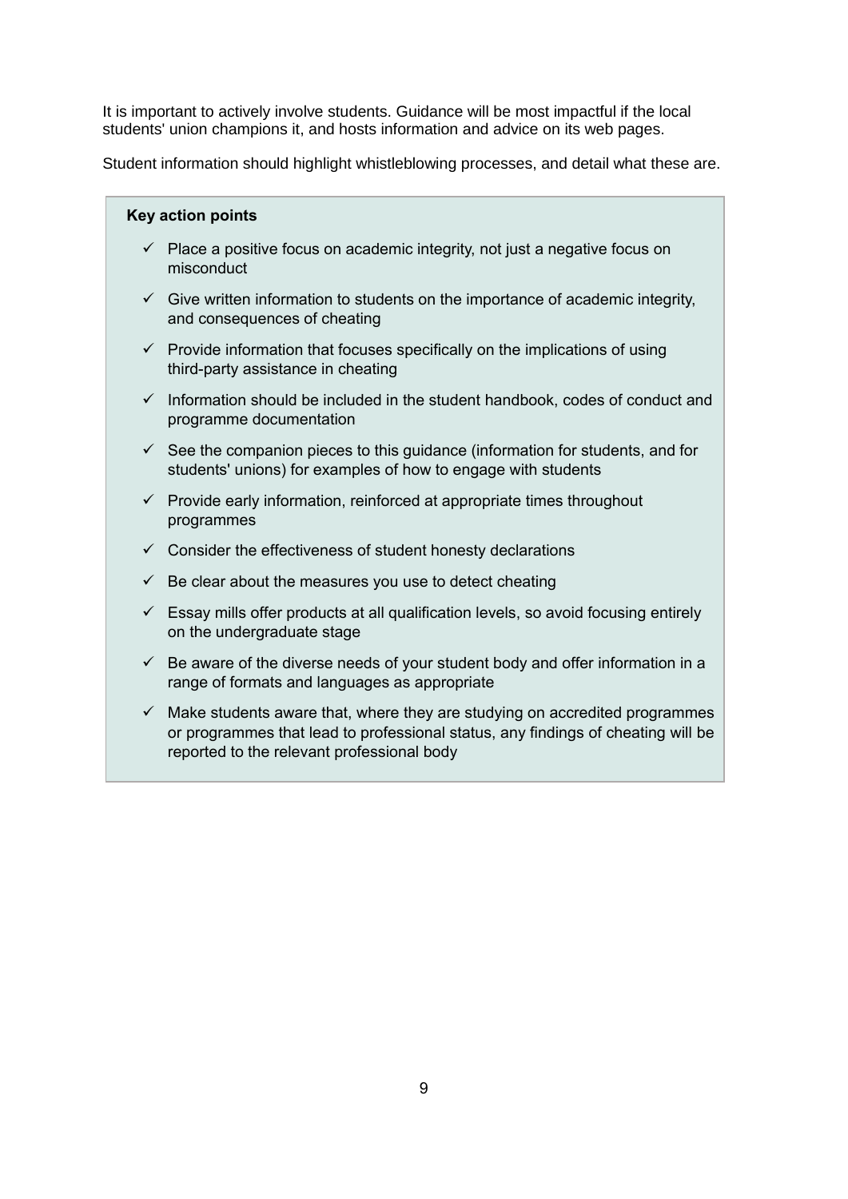It is important to actively involve students. Guidance will be most impactful if the local students' union champions it, and hosts information and advice on its web pages.

Student information should highlight whistleblowing processes, and detail what these are.

**Key action points**

- ✓ Place a positive focus on academic integrity, not just a negative focus on misconduct
- ✓ Give written information to students on the importance of academic integrity, and consequences of cheating
- ✓ Provide information that focuses specifically on the implications of using third-party assistance in cheating
- ✓ Information should be included in the student handbook, codes of conduct and programme documentation
- ✓ See the companion pieces to this guidance (information for students, and for students' unions) for examples of how to engage with students
- ✓ Provide early information, reinforced at appropriate times throughout programmes
- ✓ Consider the effectiveness of student honesty declarations
- ✓ Be clear about the measures you use to detect cheating
- ✓ Essay mills offer products at all qualification levels, so avoid focusing entirely on the undergraduate stage
- ✓ Be aware of the diverse needs of your student body and offer information in a range of formats and languages as appropriate
- ✓ Make students aware that, where they are studying on accredited programmes or programmes that lead to professional status, any findings of cheating will be reported to the relevant professional body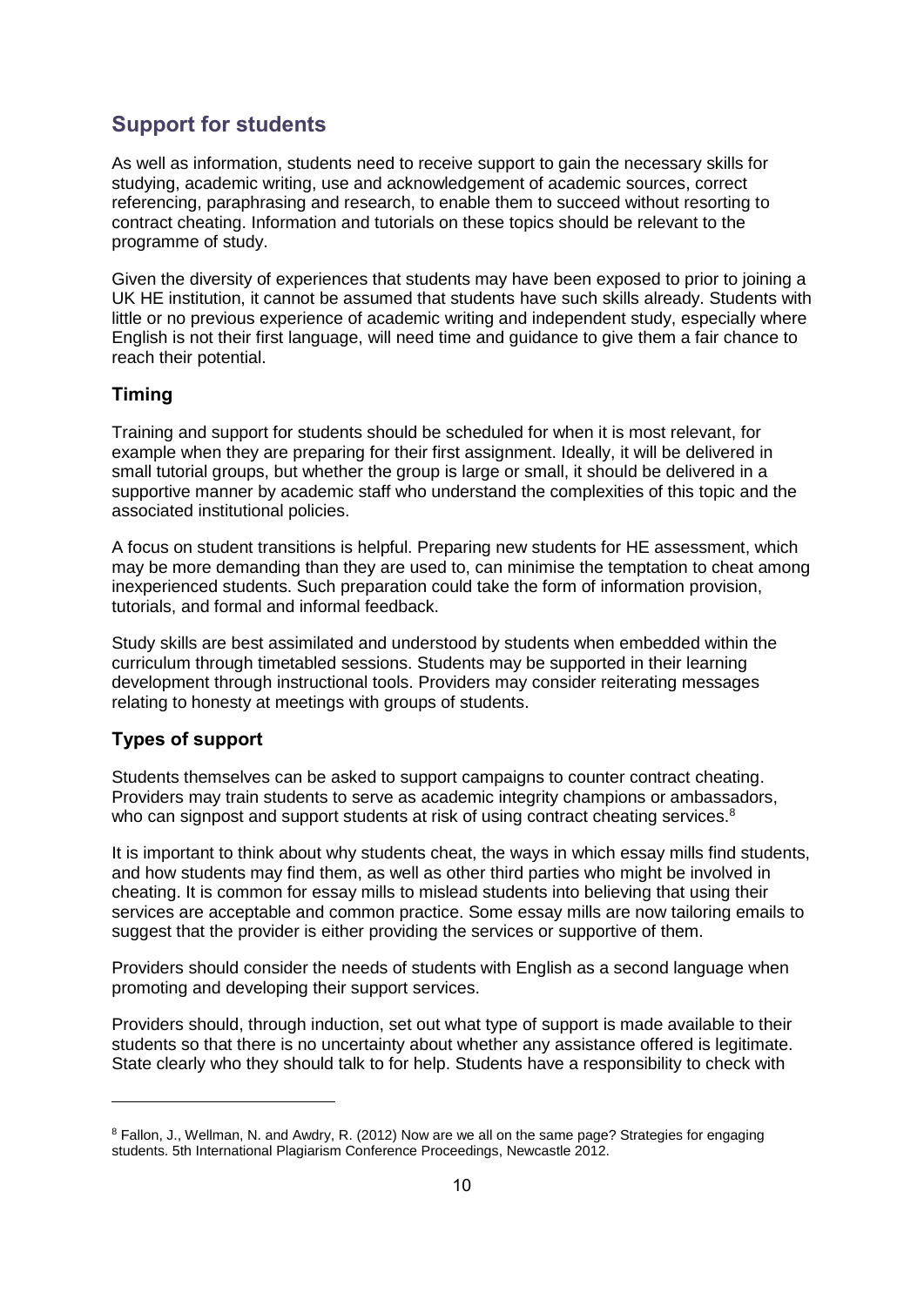## Support for students

As well as information, students need to receive support to gain the necessary skills for studying, academic writing, use and acknowledgement of academic sources, correct referencing, paraphrasing and research, to enable them to succeed without resorting to contract cheating. Information and tutorials on these topics should be relevant to the programme of study.

Given the diversity of experiences that students may have been exposed to prior to joining a UK HE institution, it cannot be assumed that students have such skills already. Students with little or no previous experience of academic writing and independent study, especially where English is not their first language, will need time and guidance to give them a fair chance to reach their potential.

### Timing

Training and support for students should be scheduled for when it is most relevant, for example when they are preparing for their first assignment. Ideally, it will be delivered in small tutorial groups, but whether the group is large or small, it should be delivered in a supportive manner by academic staff who understand the complexities of this topic and the associated institutional policies.

A focus on student transitions is helpful. Preparing new students for HE assessment, which may be more demanding than they are used to, can minimise the temptation to cheat among inexperienced students. Such preparation could take the form of information provision, tutorials, and formal and informal feedback.

Study skills are best assimilated and understood by students when embedded within the curriculum through timetabled sessions. Students may be supported in their learning development through instructional tools. Providers may consider reiterating messages relating to honesty at meetings with groups of students.

### Types of support

Students themselves can be asked to support campaigns to counter contract cheating. Providers may train students to serve as academic integrity champions or ambassadors, who can signpost and support students at risk of using contract cheating services.[8]

It is important to think about why students cheat, the ways in which essay mills find students, and how students may find them, as well as other third parties who might be involved in cheating. It is common for essay mills to mislead students into believing that using their services are acceptable and common practice. Some essay mills are now tailoring emails to suggest that the provider is either providing the services or supportive of them.

Providers should consider the needs of students with English as a second language when promoting and developing their support services.

Providers should, through induction, set out what type of support is made available to their students so that there is no uncertainty about whether any assistance offered is legitimate. State clearly who they should talk to for help. Students have a responsibility to check with

---

[8] Fallon, J., Wellman, N. and Awdry, R. (2012) Now are we all on the same page? Strategies for engaging students. 5th International Plagiarism Conference Proceedings, Newcastle 2012.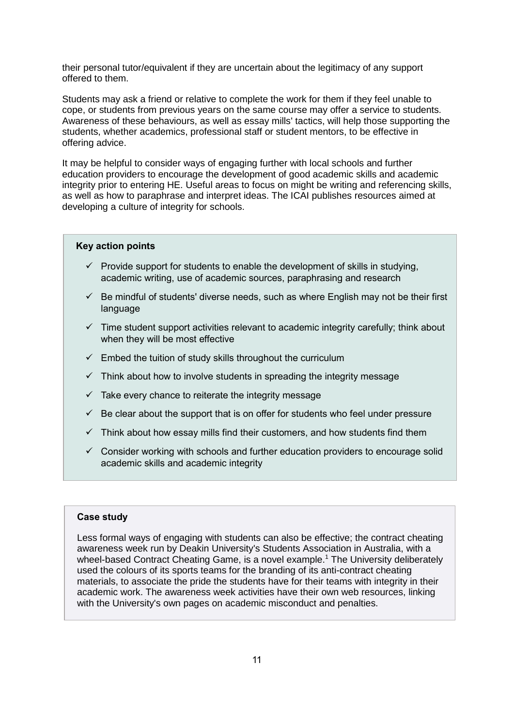their personal tutor/equivalent if they are uncertain about the legitimacy of any support offered to them.

Students may ask a friend or relative to complete the work for them if they feel unable to cope, or students from previous years on the same course may offer a service to students. Awareness of these behaviours, as well as essay mills' tactics, will help those supporting the students, whether academics, professional staff or student mentors, to be effective in offering advice.

It may be helpful to consider ways of engaging further with local schools and further education providers to encourage the development of good academic skills and academic integrity prior to entering HE. Useful areas to focus on might be writing and referencing skills, as well as how to paraphrase and interpret ideas. The ICAI publishes resources aimed at developing a culture of integrity for schools.

**Key action points**

- ✓ Provide support for students to enable the development of skills in studying, academic writing, use of academic sources, paraphrasing and research
- ✓ Be mindful of students' diverse needs, such as where English may not be their first language
- ✓ Time student support activities relevant to academic integrity carefully; think about when they will be most effective
- ✓ Embed the tuition of study skills throughout the curriculum
- ✓ Think about how to involve students in spreading the integrity message
- ✓ Take every chance to reiterate the integrity message
- ✓ Be clear about the support that is on offer for students who feel under pressure
- ✓ Think about how essay mills find their customers, and how students find them
- ✓ Consider working with schools and further education providers to encourage solid academic skills and academic integrity

**Case study**

Less formal ways of engaging with students can also be effective; the contract cheating awareness week run by Deakin University's Students Association in Australia, with a wheel-based Contract Cheating Game, is a novel example.[1] The University deliberately used the colours of its sports teams for the branding of its anti-contract cheating materials, to associate the pride the students have for their teams with integrity in their academic work. The awareness week activities have their own web resources, linking with the University's own pages on academic misconduct and penalties.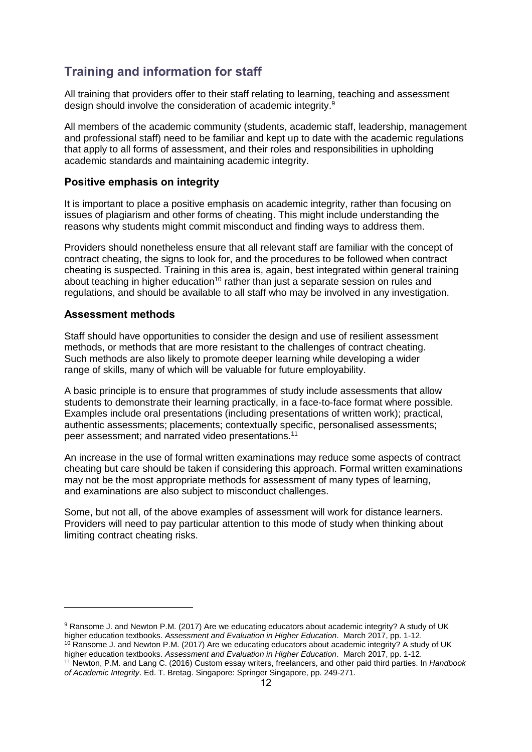## Training and information for staff

All training that providers offer to their staff relating to learning, teaching and assessment design should involve the consideration of academic integrity.[9]

All members of the academic community (students, academic staff, leadership, management and professional staff) need to be familiar and kept up to date with the academic regulations that apply to all forms of assessment, and their roles and responsibilities in upholding academic standards and maintaining academic integrity.

### Positive emphasis on integrity

It is important to place a positive emphasis on academic integrity, rather than focusing on issues of plagiarism and other forms of cheating. This might include understanding the reasons why students might commit misconduct and finding ways to address them.

Providers should nonetheless ensure that all relevant staff are familiar with the concept of contract cheating, the signs to look for, and the procedures to be followed when contract cheating is suspected. Training in this area is, again, best integrated within general training about teaching in higher education[10] rather than just a separate session on rules and regulations, and should be available to all staff who may be involved in any investigation.

### Assessment methods

Staff should have opportunities to consider the design and use of resilient assessment methods, or methods that are more resistant to the challenges of contract cheating. Such methods are also likely to promote deeper learning while developing a wider range of skills, many of which will be valuable for future employability.

A basic principle is to ensure that programmes of study include assessments that allow students to demonstrate their learning practically, in a face-to-face format where possible. Examples include oral presentations (including presentations of written work); practical, authentic assessments; placements; contextually specific, personalised assessments; peer assessment; and narrated video presentations.[11]

An increase in the use of formal written examinations may reduce some aspects of contract cheating but care should be taken if considering this approach. Formal written examinations may not be the most appropriate methods for assessment of many types of learning, and examinations are also subject to misconduct challenges.

Some, but not all, of the above examples of assessment will work for distance learners. Providers will need to pay particular attention to this mode of study when thinking about limiting contract cheating risks.

---

[9] Ransome J. and Newton P.M. (2017) Are we educating educators about academic integrity? A study of UK higher education textbooks. *Assessment and Evaluation in Higher Education*. March 2017, pp. 1-12.

[10] Ransome J. and Newton P.M. (2017) Are we educating educators about academic integrity? A study of UK higher education textbooks. *Assessment and Evaluation in Higher Education*. March 2017, pp. 1-12.

[11] Newton, P.M. and Lang C. (2016) Custom essay writers, freelancers, and other paid third parties. In *Handbook of Academic Integrity*. Ed. T. Bretag. Singapore: Springer Singapore, pp. 249-271.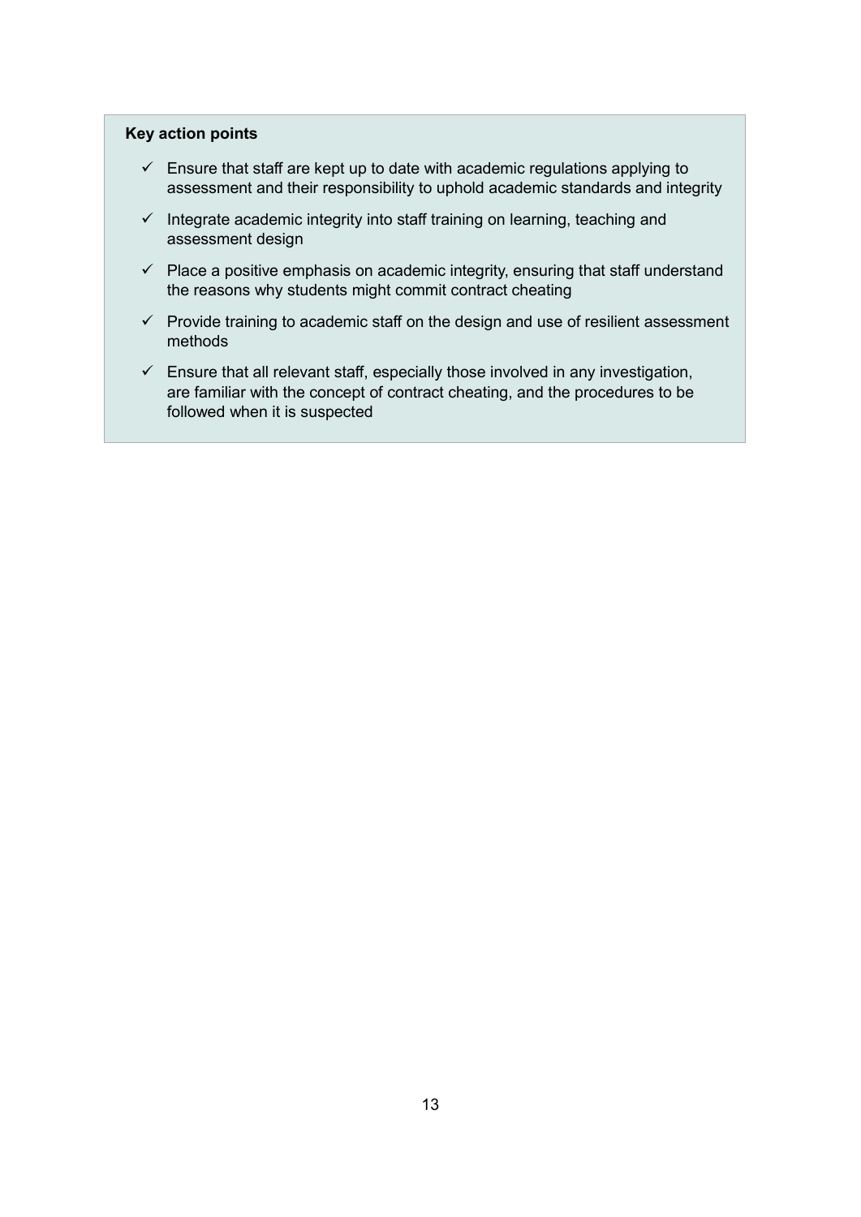**Key action points**

- ✓ Ensure that staff are kept up to date with academic regulations applying to assessment and their responsibility to uphold academic standards and integrity
- ✓ Integrate academic integrity into staff training on learning, teaching and assessment design
- ✓ Place a positive emphasis on academic integrity, ensuring that staff understand the reasons why students might commit contract cheating
- ✓ Provide training to academic staff on the design and use of resilient assessment methods
- ✓ Ensure that all relevant staff, especially those involved in any investigation, are familiar with the concept of contract cheating, and the procedures to be followed when it is suspected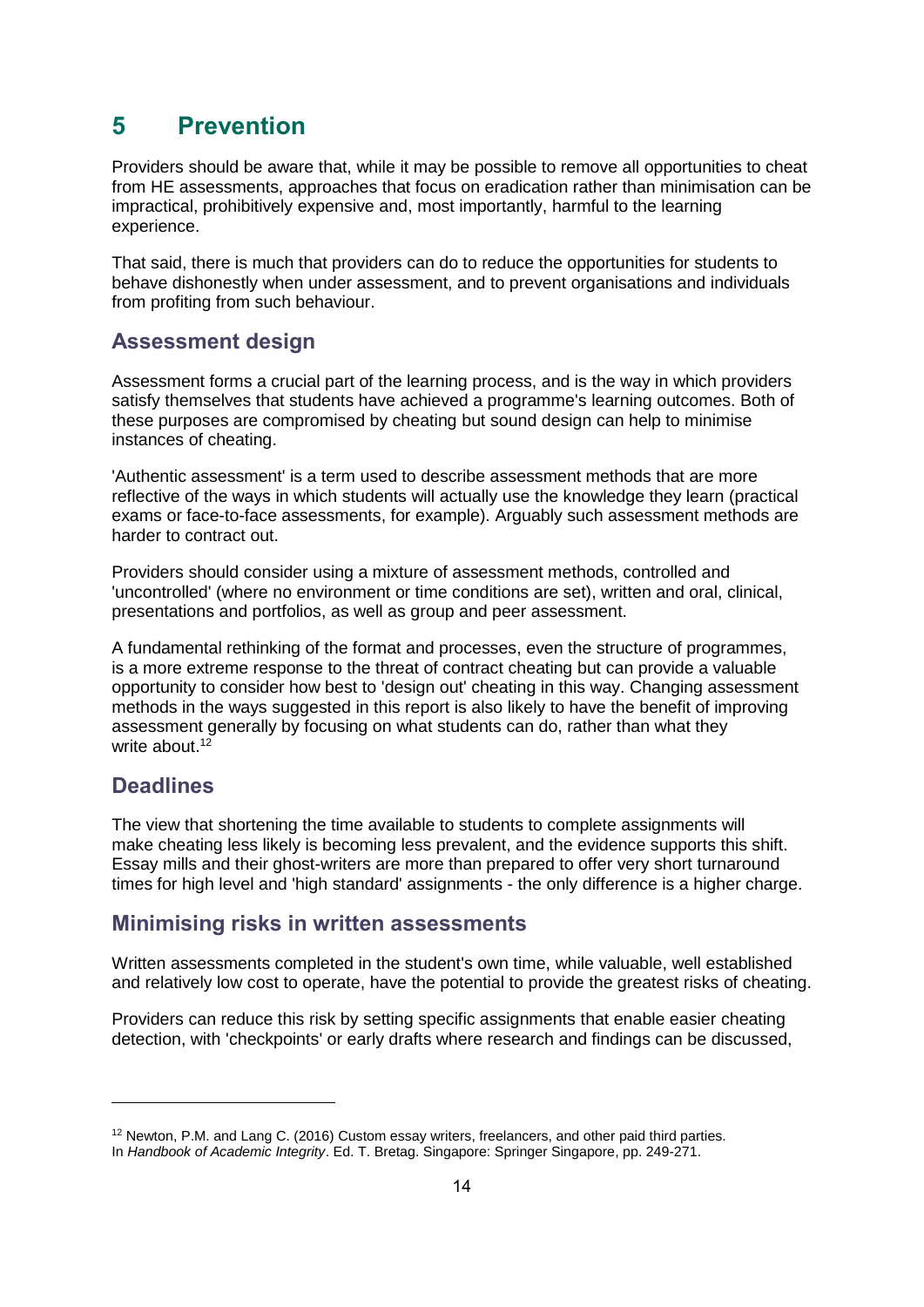## 5 Prevention

Providers should be aware that, while it may be possible to remove all opportunities to cheat from HE assessments, approaches that focus on eradication rather than minimisation can be impractical, prohibitively expensive and, most importantly, harmful to the learning experience.

That said, there is much that providers can do to reduce the opportunities for students to behave dishonestly when under assessment, and to prevent organisations and individuals from profiting from such behaviour.

### Assessment design

Assessment forms a crucial part of the learning process, and is the way in which providers satisfy themselves that students have achieved a programme's learning outcomes. Both of these purposes are compromised by cheating but sound design can help to minimise instances of cheating.

'Authentic assessment' is a term used to describe assessment methods that are more reflective of the ways in which students will actually use the knowledge they learn (practical exams or face-to-face assessments, for example). Arguably such assessment methods are harder to contract out.

Providers should consider using a mixture of assessment methods, controlled and 'uncontrolled' (where no environment or time conditions are set), written and oral, clinical, presentations and portfolios, as well as group and peer assessment.

A fundamental rethinking of the format and processes, even the structure of programmes, is a more extreme response to the threat of contract cheating but can provide a valuable opportunity to consider how best to 'design out' cheating in this way. Changing assessment methods in the ways suggested in this report is also likely to have the benefit of improving assessment generally by focusing on what students can do, rather than what they write about.[12]

### Deadlines

The view that shortening the time available to students to complete assignments will make cheating less likely is becoming less prevalent, and the evidence supports this shift. Essay mills and their ghost-writers are more than prepared to offer very short turnaround times for high level and 'high standard' assignments - the only difference is a higher charge.

### Minimising risks in written assessments

Written assessments completed in the student's own time, while valuable, well established and relatively low cost to operate, have the potential to provide the greatest risks of cheating.

Providers can reduce this risk by setting specific assignments that enable easier cheating detection, with 'checkpoints' or early drafts where research and findings can be discussed,

---

[12] Newton, P.M. and Lang C. (2016) Custom essay writers, freelancers, and other paid third parties. In *Handbook of Academic Integrity*. Ed. T. Bretag. Singapore: Springer Singapore, pp. 249-271.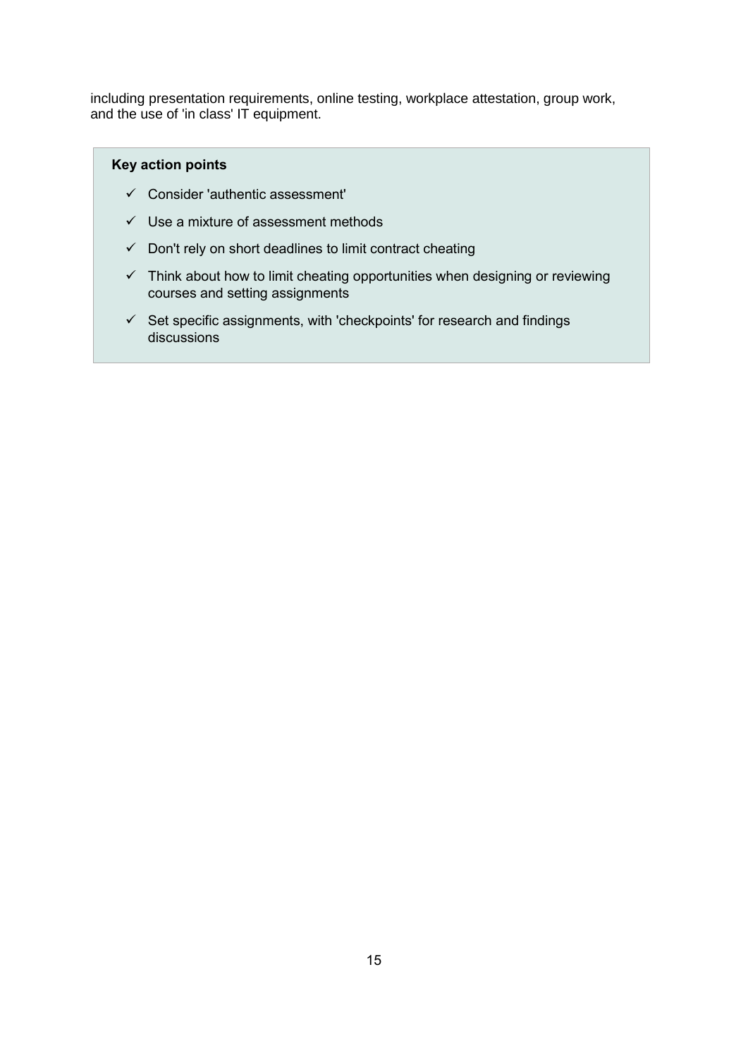including presentation requirements, online testing, workplace attestation, group work, and the use of 'in class' IT equipment.

**Key action points**

- ✓ Consider 'authentic assessment'
- ✓ Use a mixture of assessment methods
- ✓ Don't rely on short deadlines to limit contract cheating
- ✓ Think about how to limit cheating opportunities when designing or reviewing courses and setting assignments
- ✓ Set specific assignments, with 'checkpoints' for research and findings discussions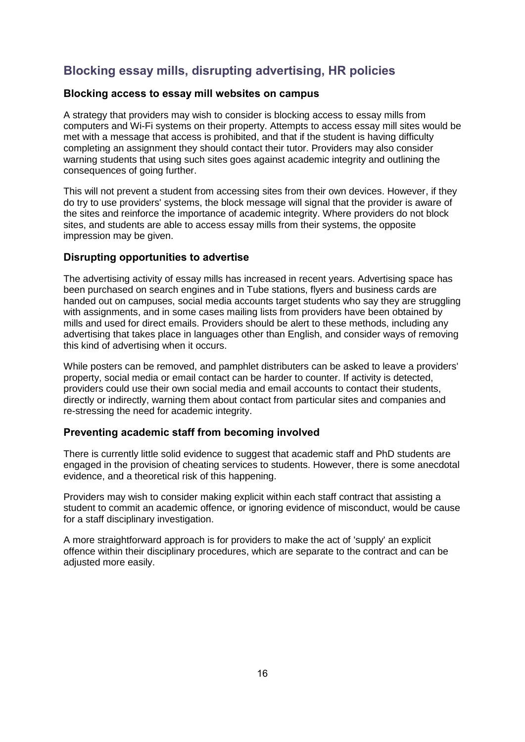## Blocking essay mills, disrupting advertising, HR policies

### Blocking access to essay mill websites on campus

A strategy that providers may wish to consider is blocking access to essay mills from computers and Wi-Fi systems on their property. Attempts to access essay mill sites would be met with a message that access is prohibited, and that if the student is having difficulty completing an assignment they should contact their tutor. Providers may also consider warning students that using such sites goes against academic integrity and outlining the consequences of going further.

This will not prevent a student from accessing sites from their own devices. However, if they do try to use providers' systems, the block message will signal that the provider is aware of the sites and reinforce the importance of academic integrity. Where providers do not block sites, and students are able to access essay mills from their systems, the opposite impression may be given.

### Disrupting opportunities to advertise

The advertising activity of essay mills has increased in recent years. Advertising space has been purchased on search engines and in Tube stations, flyers and business cards are handed out on campuses, social media accounts target students who say they are struggling with assignments, and in some cases mailing lists from providers have been obtained by mills and used for direct emails. Providers should be alert to these methods, including any advertising that takes place in languages other than English, and consider ways of removing this kind of advertising when it occurs.

While posters can be removed, and pamphlet distributers can be asked to leave a providers' property, social media or email contact can be harder to counter. If activity is detected, providers could use their own social media and email accounts to contact their students, directly or indirectly, warning them about contact from particular sites and companies and re-stressing the need for academic integrity.

### Preventing academic staff from becoming involved

There is currently little solid evidence to suggest that academic staff and PhD students are engaged in the provision of cheating services to students. However, there is some anecdotal evidence, and a theoretical risk of this happening.

Providers may wish to consider making explicit within each staff contract that assisting a student to commit an academic offence, or ignoring evidence of misconduct, would be cause for a staff disciplinary investigation.

A more straightforward approach is for providers to make the act of 'supply' an explicit offence within their disciplinary procedures, which are separate to the contract and can be adjusted more easily.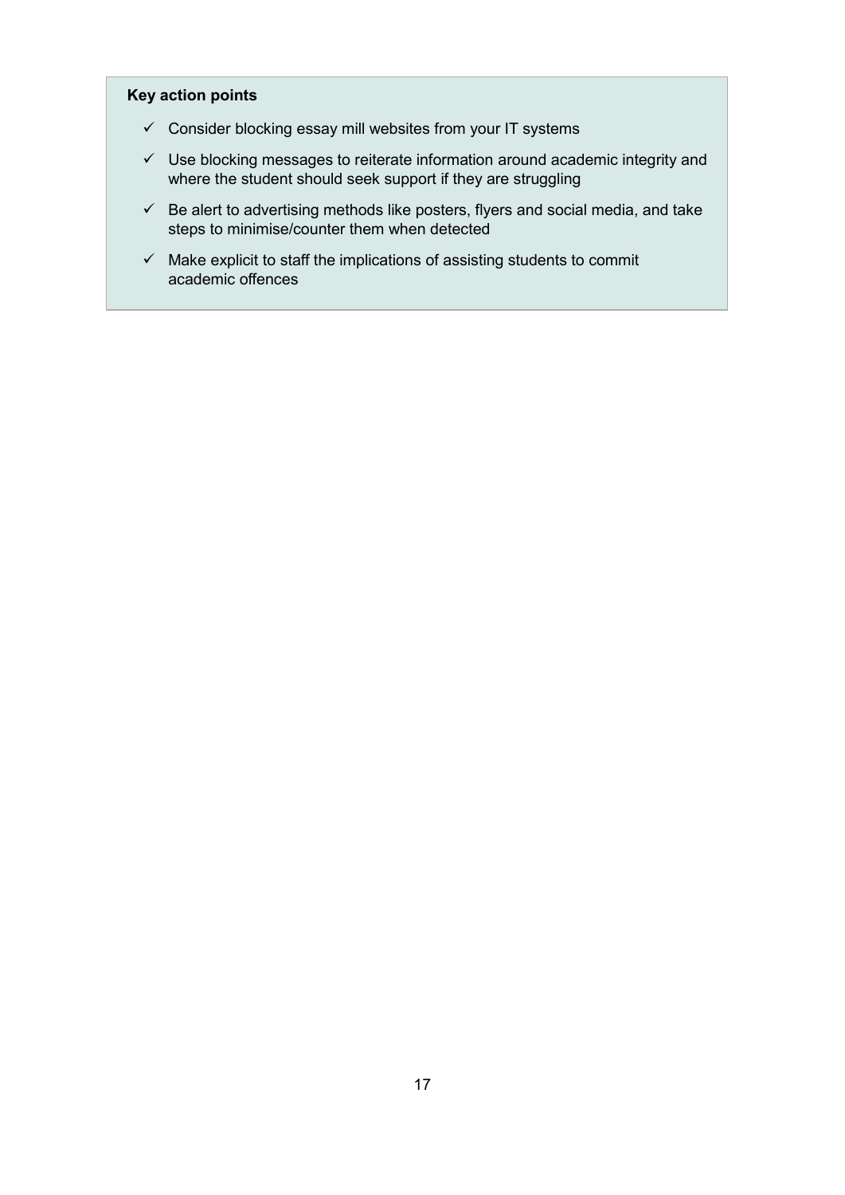**Key action points**

- ✓ Consider blocking essay mill websites from your IT systems
- ✓ Use blocking messages to reiterate information around academic integrity and where the student should seek support if they are struggling
- ✓ Be alert to advertising methods like posters, flyers and social media, and take steps to minimise/counter them when detected
- ✓ Make explicit to staff the implications of assisting students to commit academic offences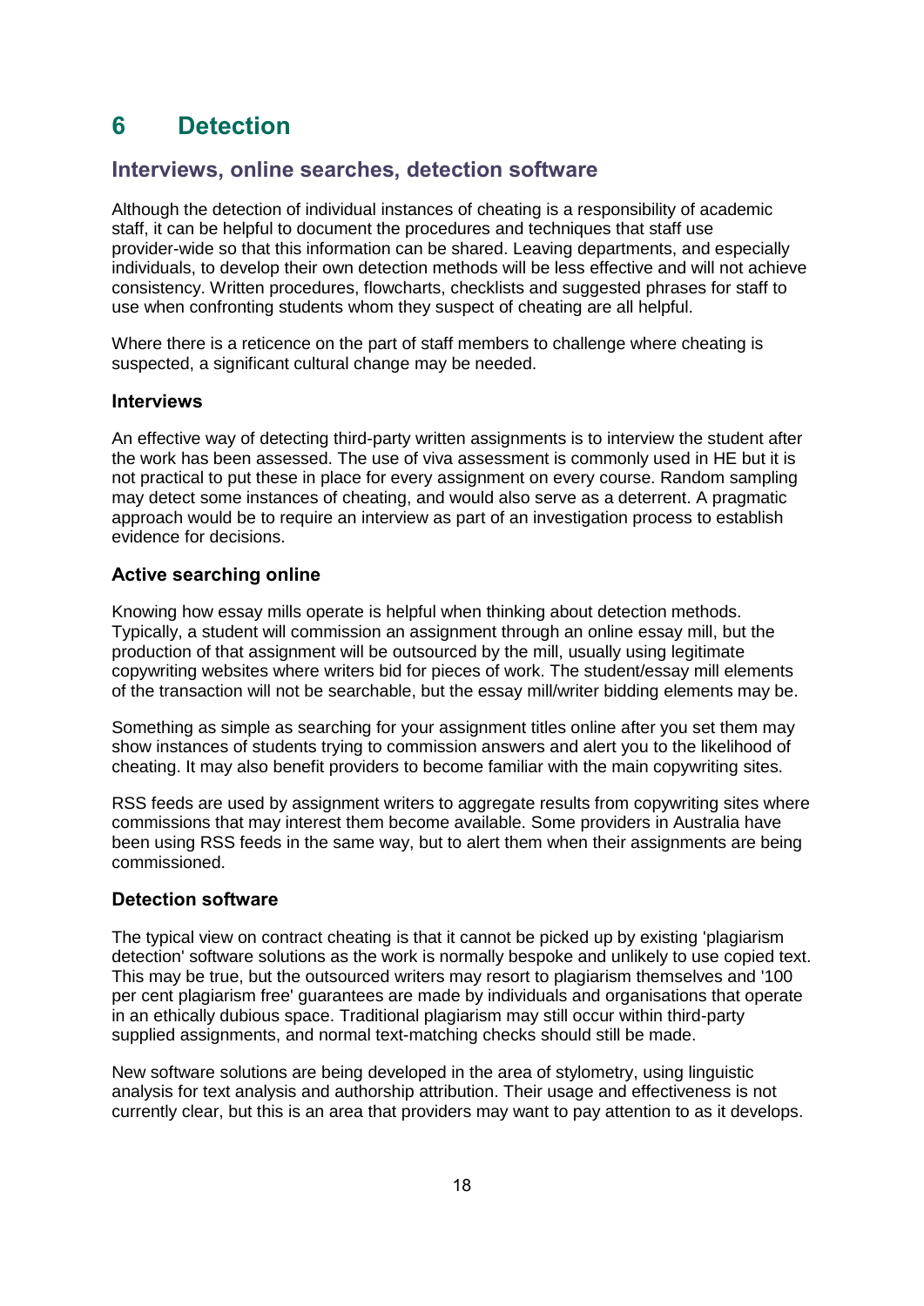# 6 Detection

## Interviews, online searches, detection software

Although the detection of individual instances of cheating is a responsibility of academic staff, it can be helpful to document the procedures and techniques that staff use provider-wide so that this information can be shared. Leaving departments, and especially individuals, to develop their own detection methods will be less effective and will not achieve consistency. Written procedures, flowcharts, checklists and suggested phrases for staff to use when confronting students whom they suspect of cheating are all helpful.

Where there is a reticence on the part of staff members to challenge where cheating is suspected, a significant cultural change may be needed.

### Interviews

An effective way of detecting third-party written assignments is to interview the student after the work has been assessed. The use of viva assessment is commonly used in HE but it is not practical to put these in place for every assignment on every course. Random sampling may detect some instances of cheating, and would also serve as a deterrent. A pragmatic approach would be to require an interview as part of an investigation process to establish evidence for decisions.

### Active searching online

Knowing how essay mills operate is helpful when thinking about detection methods. Typically, a student will commission an assignment through an online essay mill, but the production of that assignment will be outsourced by the mill, usually using legitimate copywriting websites where writers bid for pieces of work. The student/essay mill elements of the transaction will not be searchable, but the essay mill/writer bidding elements may be.

Something as simple as searching for your assignment titles online after you set them may show instances of students trying to commission answers and alert you to the likelihood of cheating. It may also benefit providers to become familiar with the main copywriting sites.

RSS feeds are used by assignment writers to aggregate results from copywriting sites where commissions that may interest them become available. Some providers in Australia have been using RSS feeds in the same way, but to alert them when their assignments are being commissioned.

### Detection software

The typical view on contract cheating is that it cannot be picked up by existing 'plagiarism detection' software solutions as the work is normally bespoke and unlikely to use copied text. This may be true, but the outsourced writers may resort to plagiarism themselves and '100 per cent plagiarism free' guarantees are made by individuals and organisations that operate in an ethically dubious space. Traditional plagiarism may still occur within third-party supplied assignments, and normal text-matching checks should still be made.

New software solutions are being developed in the area of stylometry, using linguistic analysis for text analysis and authorship attribution. Their usage and effectiveness is not currently clear, but this is an area that providers may want to pay attention to as it develops.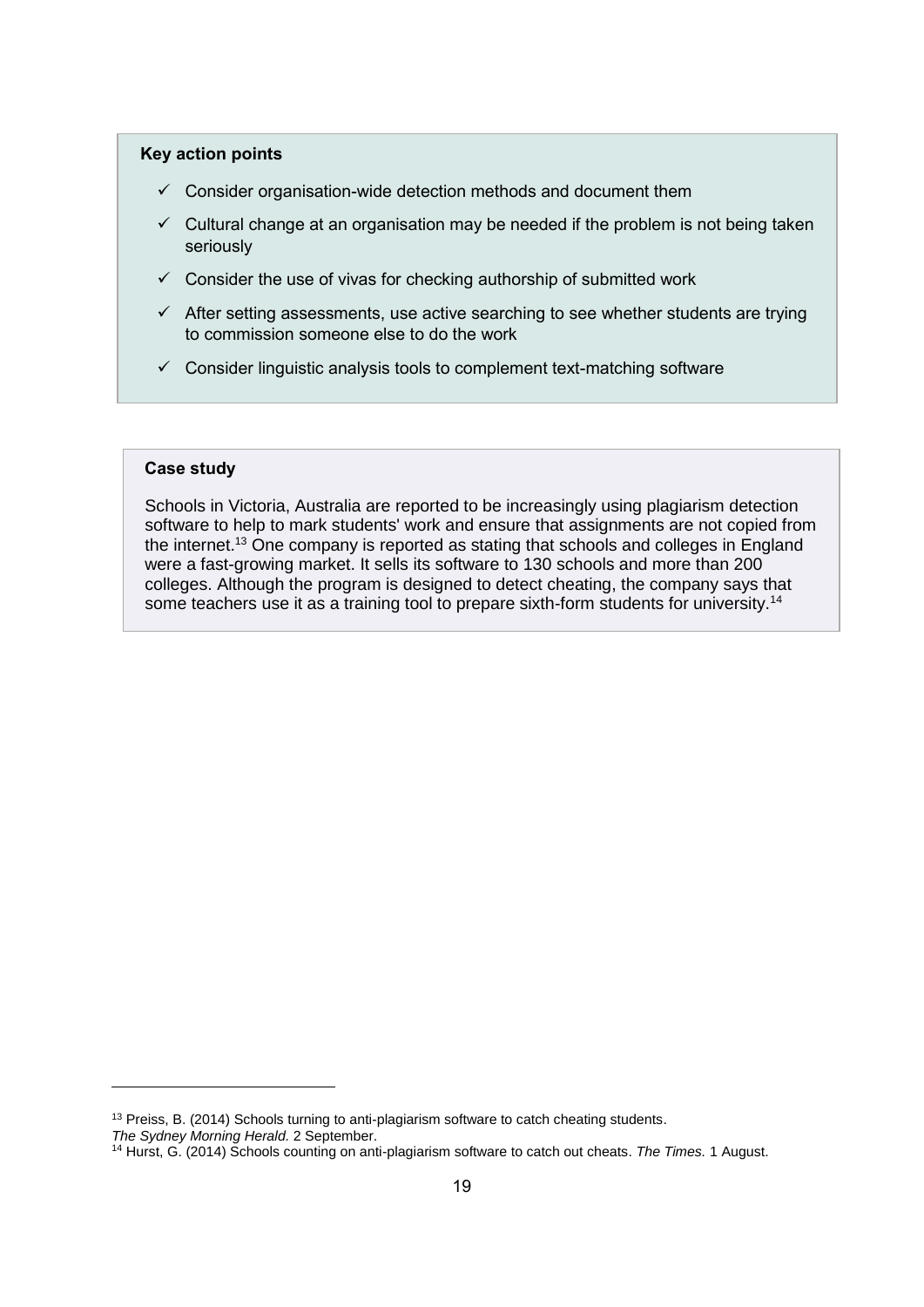**Key action points**

- ✓ Consider organisation-wide detection methods and document them
- ✓ Cultural change at an organisation may be needed if the problem is not being taken seriously
- ✓ Consider the use of vivas for checking authorship of submitted work
- ✓ After setting assessments, use active searching to see whether students are trying to commission someone else to do the work
- ✓ Consider linguistic analysis tools to complement text-matching software

**Case study**

Schools in Victoria, Australia are reported to be increasingly using plagiarism detection software to help to mark students' work and ensure that assignments are not copied from the internet.[13] One company is reported as stating that schools and colleges in England were a fast-growing market. It sells its software to 130 schools and more than 200 colleges. Although the program is designed to detect cheating, the company says that some teachers use it as a training tool to prepare sixth-form students for university.[14]

---

[13] Preiss, B. (2014) Schools turning to anti-plagiarism software to catch cheating students. *The Sydney Morning Herald.* 2 September.

[14] Hurst, G. (2014) Schools counting on anti-plagiarism software to catch out cheats. *The Times.* 1 August.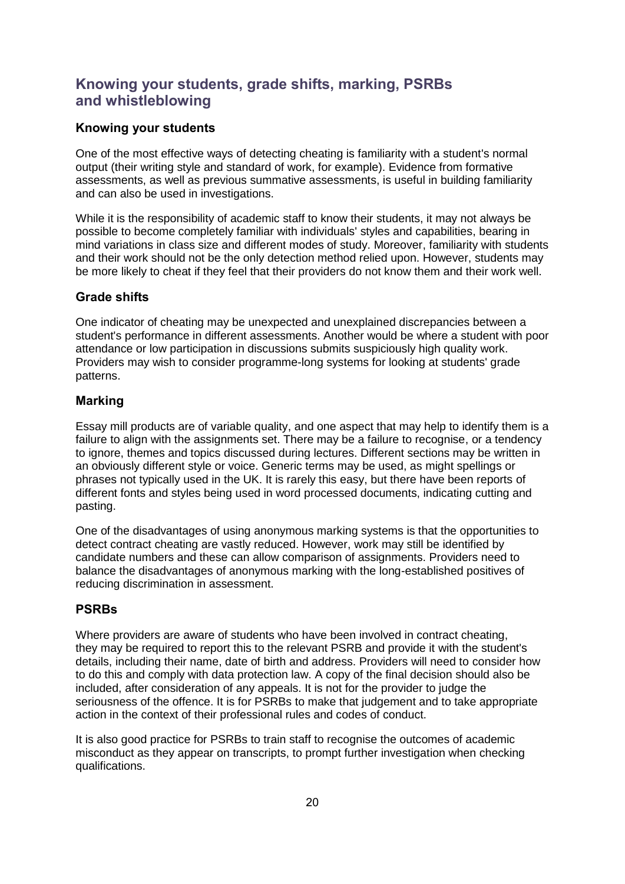## Knowing your students, grade shifts, marking, PSRBs and whistleblowing

### Knowing your students

One of the most effective ways of detecting cheating is familiarity with a student's normal output (their writing style and standard of work, for example). Evidence from formative assessments, as well as previous summative assessments, is useful in building familiarity and can also be used in investigations.

While it is the responsibility of academic staff to know their students, it may not always be possible to become completely familiar with individuals' styles and capabilities, bearing in mind variations in class size and different modes of study. Moreover, familiarity with students and their work should not be the only detection method relied upon. However, students may be more likely to cheat if they feel that their providers do not know them and their work well.

### Grade shifts

One indicator of cheating may be unexpected and unexplained discrepancies between a student's performance in different assessments. Another would be where a student with poor attendance or low participation in discussions submits suspiciously high quality work. Providers may wish to consider programme-long systems for looking at students' grade patterns.

### Marking

Essay mill products are of variable quality, and one aspect that may help to identify them is a failure to align with the assignments set. There may be a failure to recognise, or a tendency to ignore, themes and topics discussed during lectures. Different sections may be written in an obviously different style or voice. Generic terms may be used, as might spellings or phrases not typically used in the UK. It is rarely this easy, but there have been reports of different fonts and styles being used in word processed documents, indicating cutting and pasting.

One of the disadvantages of using anonymous marking systems is that the opportunities to detect contract cheating are vastly reduced. However, work may still be identified by candidate numbers and these can allow comparison of assignments. Providers need to balance the disadvantages of anonymous marking with the long-established positives of reducing discrimination in assessment.

### PSRBs

Where providers are aware of students who have been involved in contract cheating, they may be required to report this to the relevant PSRB and provide it with the student's details, including their name, date of birth and address. Providers will need to consider how to do this and comply with data protection law. A copy of the final decision should also be included, after consideration of any appeals. It is not for the provider to judge the seriousness of the offence. It is for PSRBs to make that judgement and to take appropriate action in the context of their professional rules and codes of conduct.

It is also good practice for PSRBs to train staff to recognise the outcomes of academic misconduct as they appear on transcripts, to prompt further investigation when checking qualifications.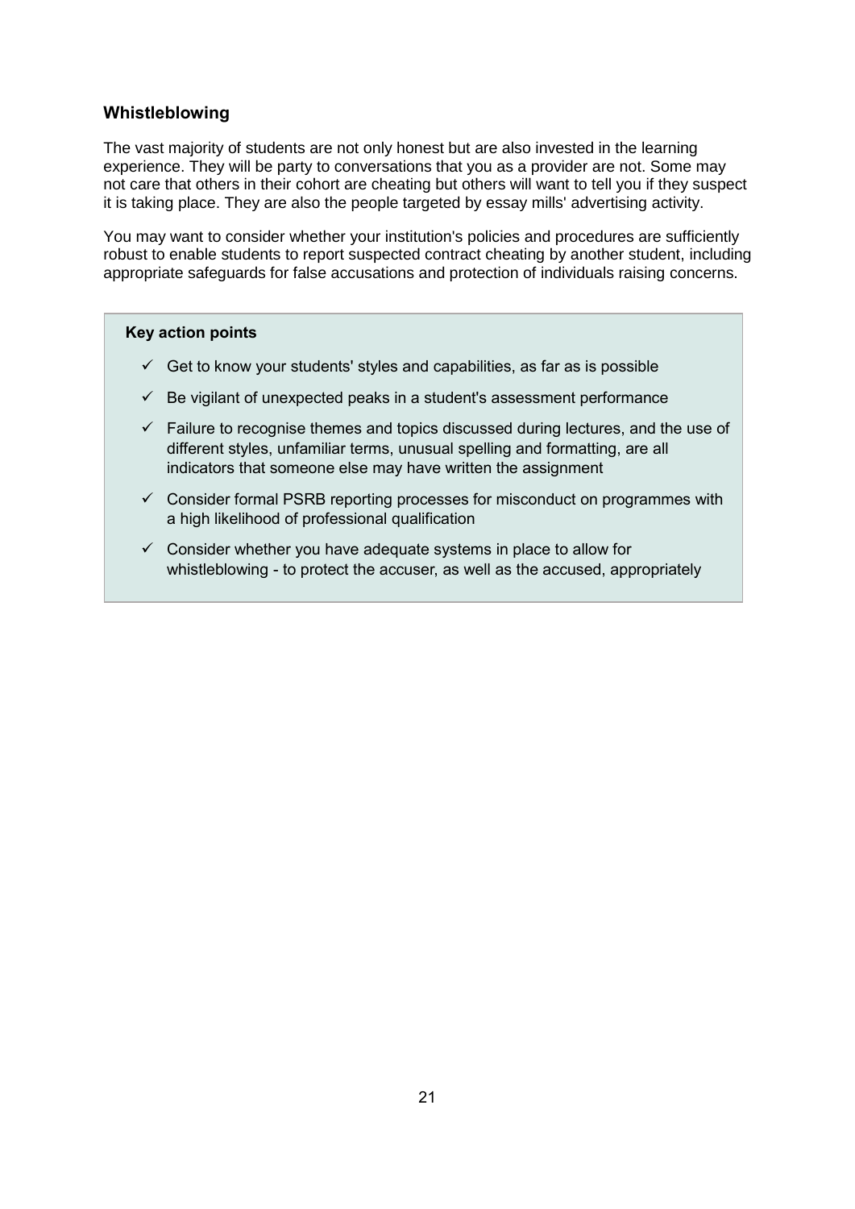### Whistleblowing

The vast majority of students are not only honest but are also invested in the learning experience. They will be party to conversations that you as a provider are not. Some may not care that others in their cohort are cheating but others will want to tell you if they suspect it is taking place. They are also the people targeted by essay mills' advertising activity.

You may want to consider whether your institution's policies and procedures are sufficiently robust to enable students to report suspected contract cheating by another student, including appropriate safeguards for false accusations and protection of individuals raising concerns.

> **Key action points**
>
> - ✓ Get to know your students' styles and capabilities, as far as is possible
> - ✓ Be vigilant of unexpected peaks in a student's assessment performance
> - ✓ Failure to recognise themes and topics discussed during lectures, and the use of different styles, unfamiliar terms, unusual spelling and formatting, are all indicators that someone else may have written the assignment
> - ✓ Consider formal PSRB reporting processes for misconduct on programmes with a high likelihood of professional qualification
> - ✓ Consider whether you have adequate systems in place to allow for whistleblowing - to protect the accuser, as well as the accused, appropriately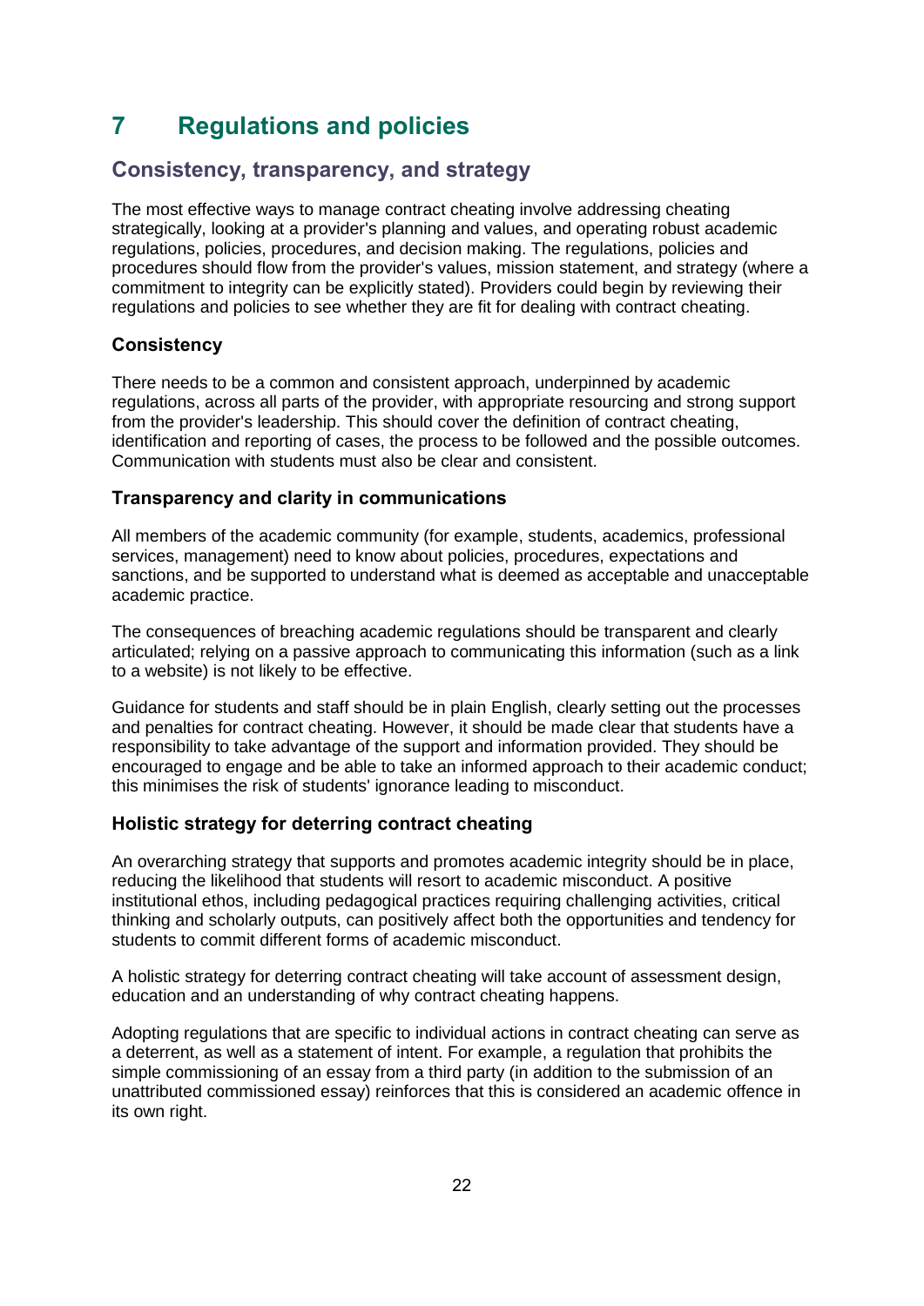# 7 Regulations and policies

## Consistency, transparency, and strategy

The most effective ways to manage contract cheating involve addressing cheating strategically, looking at a provider's planning and values, and operating robust academic regulations, policies, procedures, and decision making. The regulations, policies and procedures should flow from the provider's values, mission statement, and strategy (where a commitment to integrity can be explicitly stated). Providers could begin by reviewing their regulations and policies to see whether they are fit for dealing with contract cheating.

### Consistency

There needs to be a common and consistent approach, underpinned by academic regulations, across all parts of the provider, with appropriate resourcing and strong support from the provider's leadership. This should cover the definition of contract cheating, identification and reporting of cases, the process to be followed and the possible outcomes. Communication with students must also be clear and consistent.

### Transparency and clarity in communications

All members of the academic community (for example, students, academics, professional services, management) need to know about policies, procedures, expectations and sanctions, and be supported to understand what is deemed as acceptable and unacceptable academic practice.

The consequences of breaching academic regulations should be transparent and clearly articulated; relying on a passive approach to communicating this information (such as a link to a website) is not likely to be effective.

Guidance for students and staff should be in plain English, clearly setting out the processes and penalties for contract cheating. However, it should be made clear that students have a responsibility to take advantage of the support and information provided. They should be encouraged to engage and be able to take an informed approach to their academic conduct; this minimises the risk of students' ignorance leading to misconduct.

### Holistic strategy for deterring contract cheating

An overarching strategy that supports and promotes academic integrity should be in place, reducing the likelihood that students will resort to academic misconduct. A positive institutional ethos, including pedagogical practices requiring challenging activities, critical thinking and scholarly outputs, can positively affect both the opportunities and tendency for students to commit different forms of academic misconduct.

A holistic strategy for deterring contract cheating will take account of assessment design, education and an understanding of why contract cheating happens.

Adopting regulations that are specific to individual actions in contract cheating can serve as a deterrent, as well as a statement of intent. For example, a regulation that prohibits the simple commissioning of an essay from a third party (in addition to the submission of an unattributed commissioned essay) reinforces that this is considered an academic offence in its own right.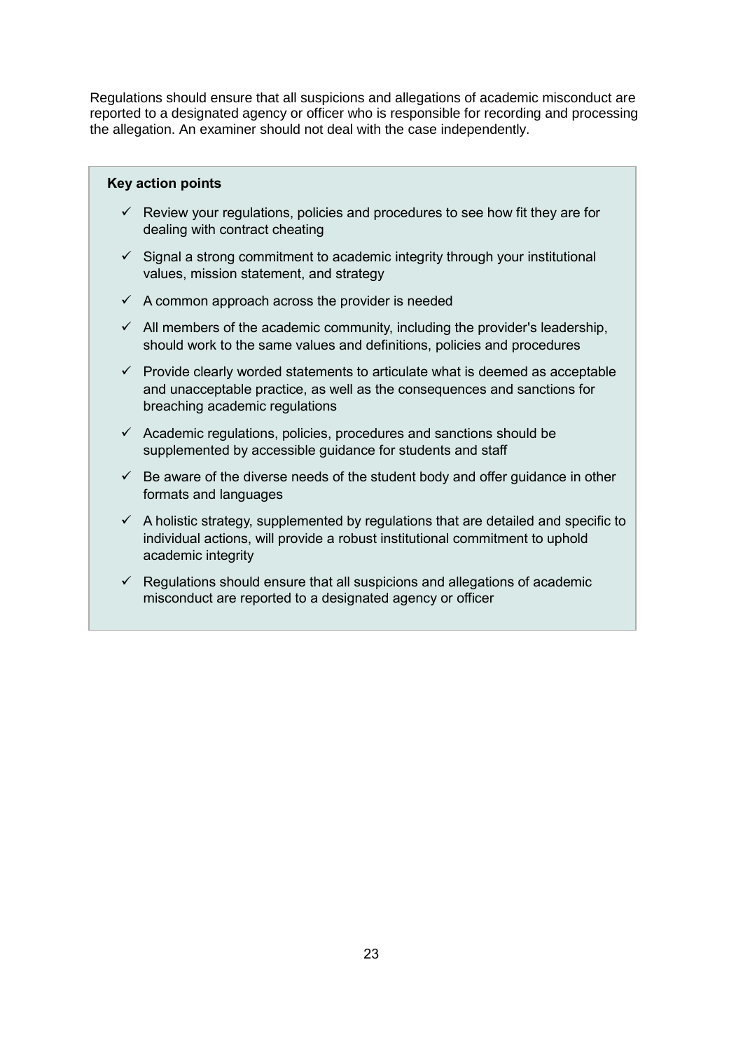Regulations should ensure that all suspicions and allegations of academic misconduct are reported to a designated agency or officer who is responsible for recording and processing the allegation. An examiner should not deal with the case independently.

**Key action points**

- ✓ Review your regulations, policies and procedures to see how fit they are for dealing with contract cheating
- ✓ Signal a strong commitment to academic integrity through your institutional values, mission statement, and strategy
- ✓ A common approach across the provider is needed
- ✓ All members of the academic community, including the provider's leadership, should work to the same values and definitions, policies and procedures
- ✓ Provide clearly worded statements to articulate what is deemed as acceptable and unacceptable practice, as well as the consequences and sanctions for breaching academic regulations
- ✓ Academic regulations, policies, procedures and sanctions should be supplemented by accessible guidance for students and staff
- ✓ Be aware of the diverse needs of the student body and offer guidance in other formats and languages
- ✓ A holistic strategy, supplemented by regulations that are detailed and specific to individual actions, will provide a robust institutional commitment to uphold academic integrity
- ✓ Regulations should ensure that all suspicions and allegations of academic misconduct are reported to a designated agency or officer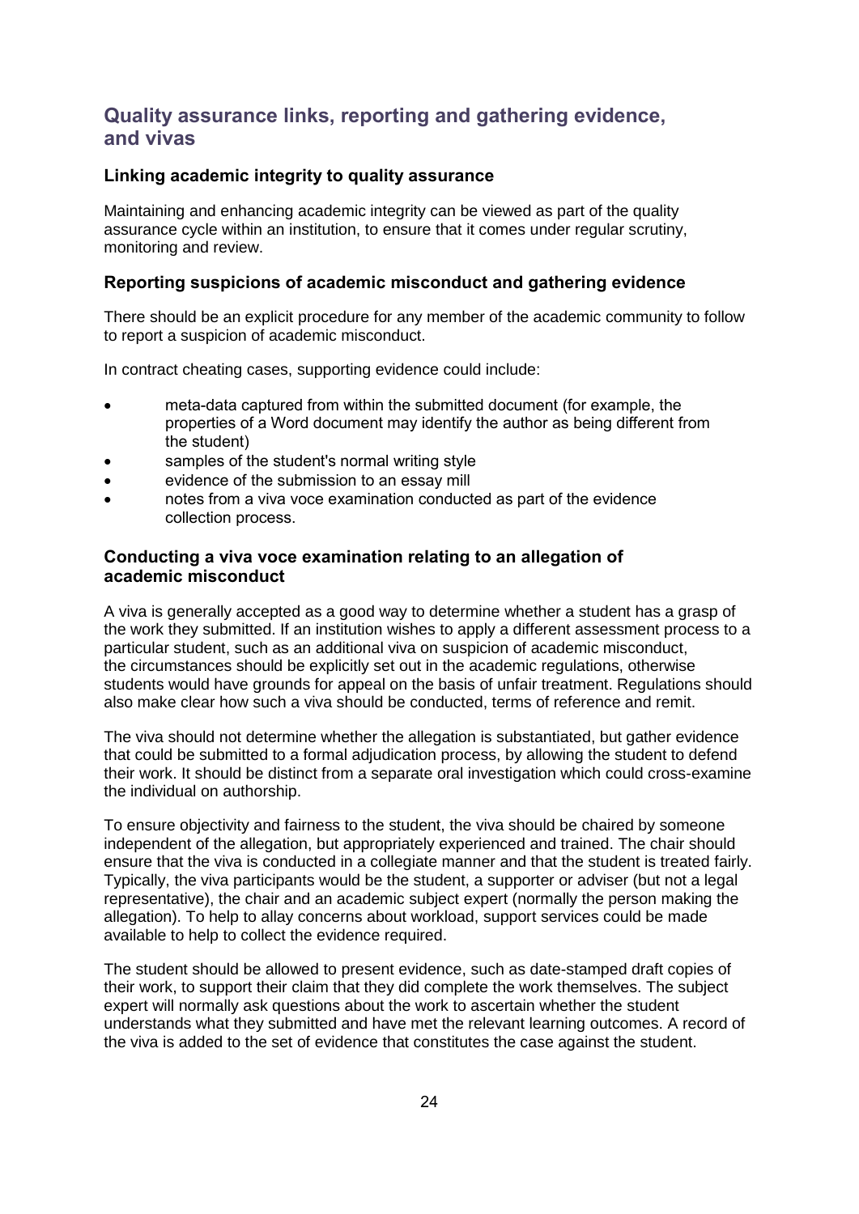## Quality assurance links, reporting and gathering evidence, and vivas

### Linking academic integrity to quality assurance

Maintaining and enhancing academic integrity can be viewed as part of the quality assurance cycle within an institution, to ensure that it comes under regular scrutiny, monitoring and review.

### Reporting suspicions of academic misconduct and gathering evidence

There should be an explicit procedure for any member of the academic community to follow to report a suspicion of academic misconduct.

In contract cheating cases, supporting evidence could include:

- meta-data captured from within the submitted document (for example, the properties of a Word document may identify the author as being different from the student)
- samples of the student's normal writing style
- evidence of the submission to an essay mill
- notes from a viva voce examination conducted as part of the evidence collection process.

### Conducting a viva voce examination relating to an allegation of academic misconduct

A viva is generally accepted as a good way to determine whether a student has a grasp of the work they submitted. If an institution wishes to apply a different assessment process to a particular student, such as an additional viva on suspicion of academic misconduct, the circumstances should be explicitly set out in the academic regulations, otherwise students would have grounds for appeal on the basis of unfair treatment. Regulations should also make clear how such a viva should be conducted, terms of reference and remit.

The viva should not determine whether the allegation is substantiated, but gather evidence that could be submitted to a formal adjudication process, by allowing the student to defend their work. It should be distinct from a separate oral investigation which could cross-examine the individual on authorship.

To ensure objectivity and fairness to the student, the viva should be chaired by someone independent of the allegation, but appropriately experienced and trained. The chair should ensure that the viva is conducted in a collegiate manner and that the student is treated fairly. Typically, the viva participants would be the student, a supporter or adviser (but not a legal representative), the chair and an academic subject expert (normally the person making the allegation). To help to allay concerns about workload, support services could be made available to help to collect the evidence required.

The student should be allowed to present evidence, such as date-stamped draft copies of their work, to support their claim that they did complete the work themselves. The subject expert will normally ask questions about the work to ascertain whether the student understands what they submitted and have met the relevant learning outcomes. A record of the viva is added to the set of evidence that constitutes the case against the student.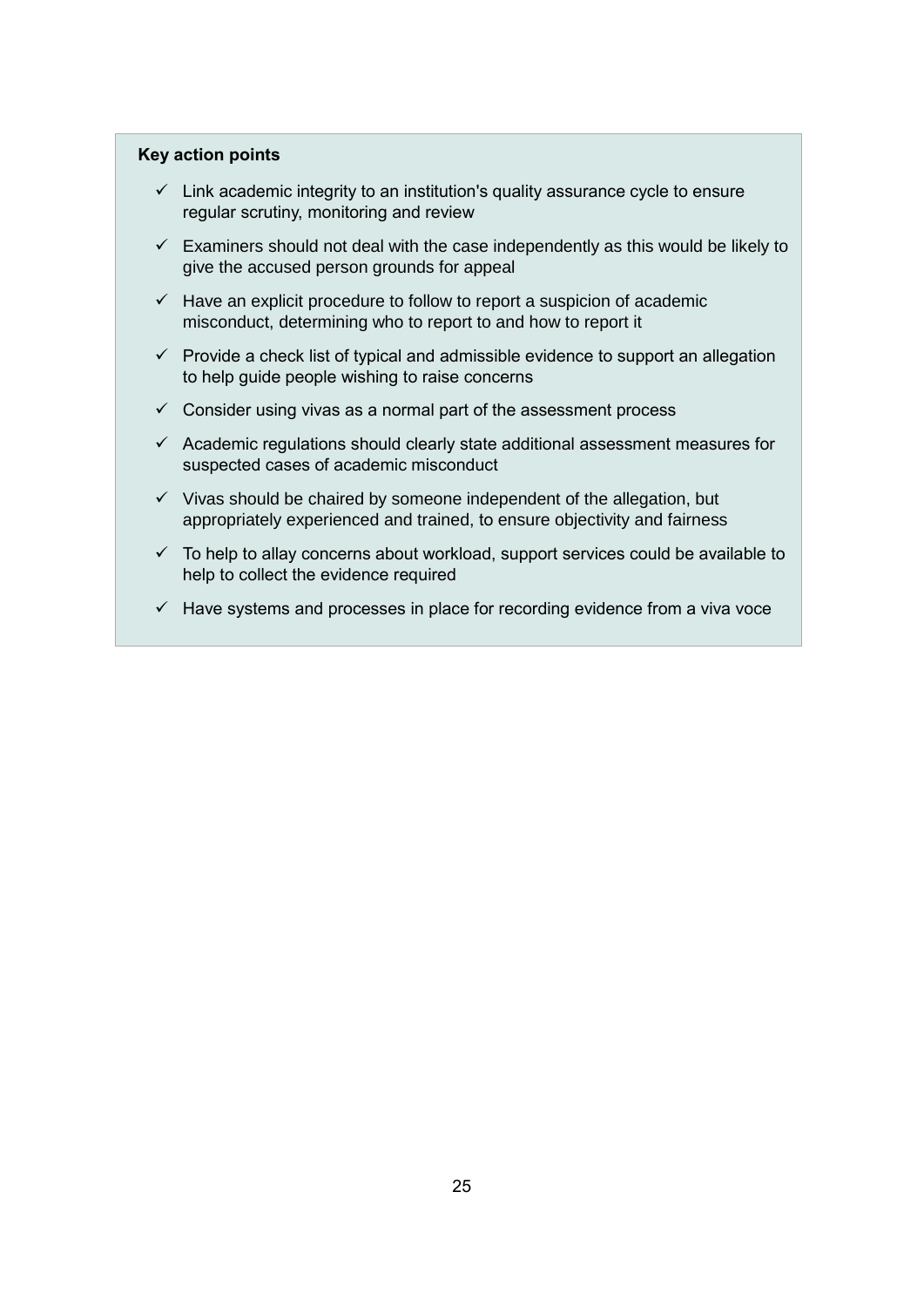**Key action points**

- ✓ Link academic integrity to an institution's quality assurance cycle to ensure regular scrutiny, monitoring and review
- ✓ Examiners should not deal with the case independently as this would be likely to give the accused person grounds for appeal
- ✓ Have an explicit procedure to follow to report a suspicion of academic misconduct, determining who to report to and how to report it
- ✓ Provide a check list of typical and admissible evidence to support an allegation to help guide people wishing to raise concerns
- ✓ Consider using vivas as a normal part of the assessment process
- ✓ Academic regulations should clearly state additional assessment measures for suspected cases of academic misconduct
- ✓ Vivas should be chaired by someone independent of the allegation, but appropriately experienced and trained, to ensure objectivity and fairness
- ✓ To help to allay concerns about workload, support services could be available to help to collect the evidence required
- ✓ Have systems and processes in place for recording evidence from a viva voce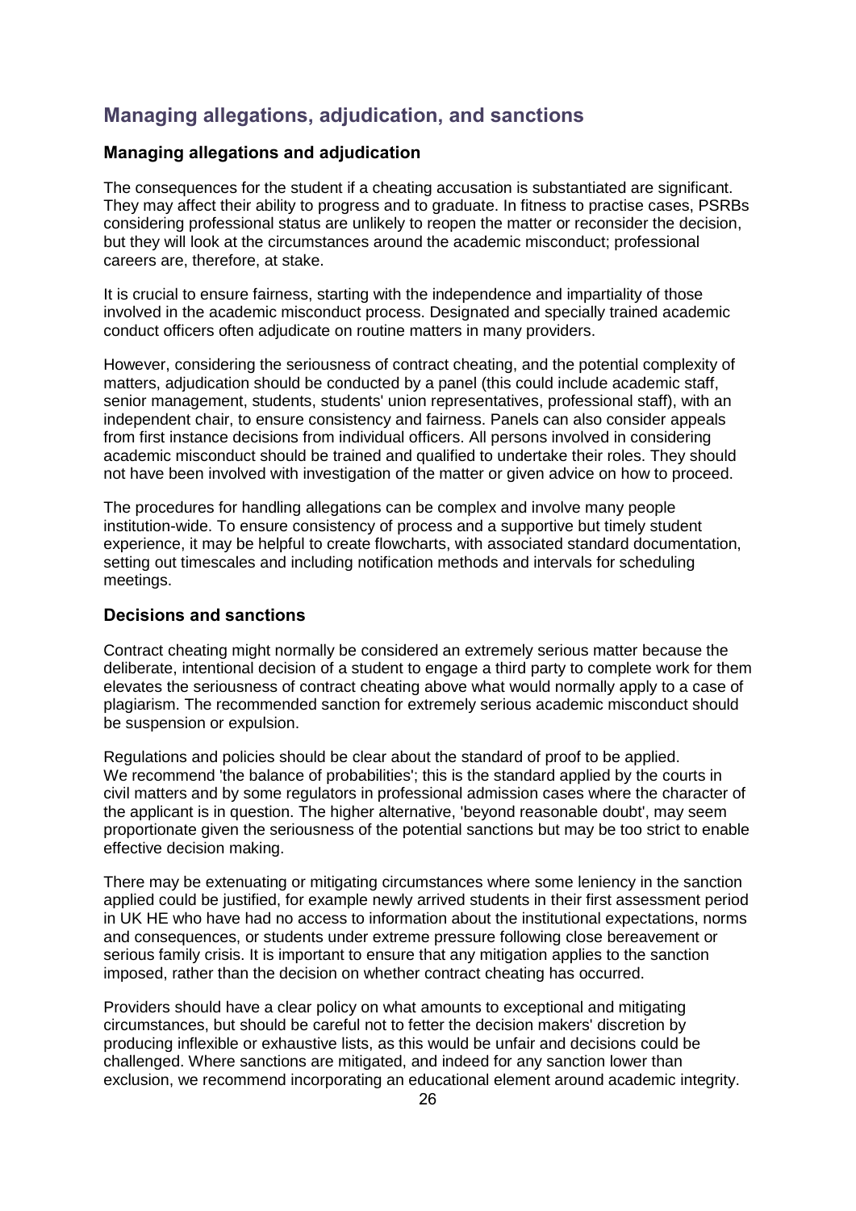## Managing allegations, adjudication, and sanctions

### Managing allegations and adjudication

The consequences for the student if a cheating accusation is substantiated are significant. They may affect their ability to progress and to graduate. In fitness to practise cases, PSRBs considering professional status are unlikely to reopen the matter or reconsider the decision, but they will look at the circumstances around the academic misconduct; professional careers are, therefore, at stake.

It is crucial to ensure fairness, starting with the independence and impartiality of those involved in the academic misconduct process. Designated and specially trained academic conduct officers often adjudicate on routine matters in many providers.

However, considering the seriousness of contract cheating, and the potential complexity of matters, adjudication should be conducted by a panel (this could include academic staff, senior management, students, students' union representatives, professional staff), with an independent chair, to ensure consistency and fairness. Panels can also consider appeals from first instance decisions from individual officers. All persons involved in considering academic misconduct should be trained and qualified to undertake their roles. They should not have been involved with investigation of the matter or given advice on how to proceed.

The procedures for handling allegations can be complex and involve many people institution-wide. To ensure consistency of process and a supportive but timely student experience, it may be helpful to create flowcharts, with associated standard documentation, setting out timescales and including notification methods and intervals for scheduling meetings.

### Decisions and sanctions

Contract cheating might normally be considered an extremely serious matter because the deliberate, intentional decision of a student to engage a third party to complete work for them elevates the seriousness of contract cheating above what would normally apply to a case of plagiarism. The recommended sanction for extremely serious academic misconduct should be suspension or expulsion.

Regulations and policies should be clear about the standard of proof to be applied. We recommend 'the balance of probabilities'; this is the standard applied by the courts in civil matters and by some regulators in professional admission cases where the character of the applicant is in question. The higher alternative, 'beyond reasonable doubt', may seem proportionate given the seriousness of the potential sanctions but may be too strict to enable effective decision making.

There may be extenuating or mitigating circumstances where some leniency in the sanction applied could be justified, for example newly arrived students in their first assessment period in UK HE who have had no access to information about the institutional expectations, norms and consequences, or students under extreme pressure following close bereavement or serious family crisis. It is important to ensure that any mitigation applies to the sanction imposed, rather than the decision on whether contract cheating has occurred.

Providers should have a clear policy on what amounts to exceptional and mitigating circumstances, but should be careful not to fetter the decision makers' discretion by producing inflexible or exhaustive lists, as this would be unfair and decisions could be challenged. Where sanctions are mitigated, and indeed for any sanction lower than exclusion, we recommend incorporating an educational element around academic integrity.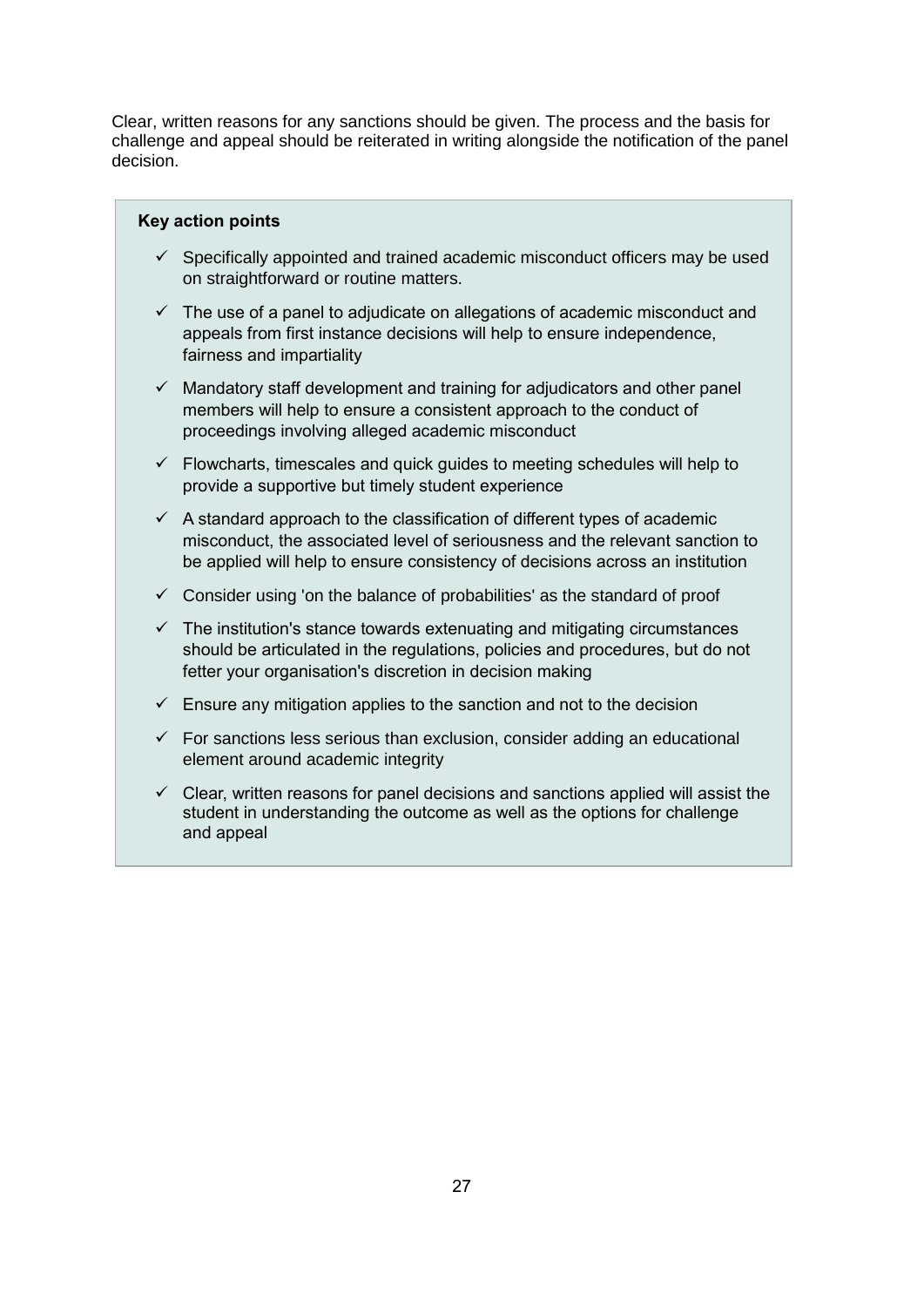Clear, written reasons for any sanctions should be given. The process and the basis for challenge and appeal should be reiterated in writing alongside the notification of the panel decision.

**Key action points**

- ✓ Specifically appointed and trained academic misconduct officers may be used on straightforward or routine matters.
- ✓ The use of a panel to adjudicate on allegations of academic misconduct and appeals from first instance decisions will help to ensure independence, fairness and impartiality
- ✓ Mandatory staff development and training for adjudicators and other panel members will help to ensure a consistent approach to the conduct of proceedings involving alleged academic misconduct
- ✓ Flowcharts, timescales and quick guides to meeting schedules will help to provide a supportive but timely student experience
- ✓ A standard approach to the classification of different types of academic misconduct, the associated level of seriousness and the relevant sanction to be applied will help to ensure consistency of decisions across an institution
- ✓ Consider using 'on the balance of probabilities' as the standard of proof
- ✓ The institution's stance towards extenuating and mitigating circumstances should be articulated in the regulations, policies and procedures, but do not fetter your organisation's discretion in decision making
- ✓ Ensure any mitigation applies to the sanction and not to the decision
- ✓ For sanctions less serious than exclusion, consider adding an educational element around academic integrity
- ✓ Clear, written reasons for panel decisions and sanctions applied will assist the student in understanding the outcome as well as the options for challenge and appeal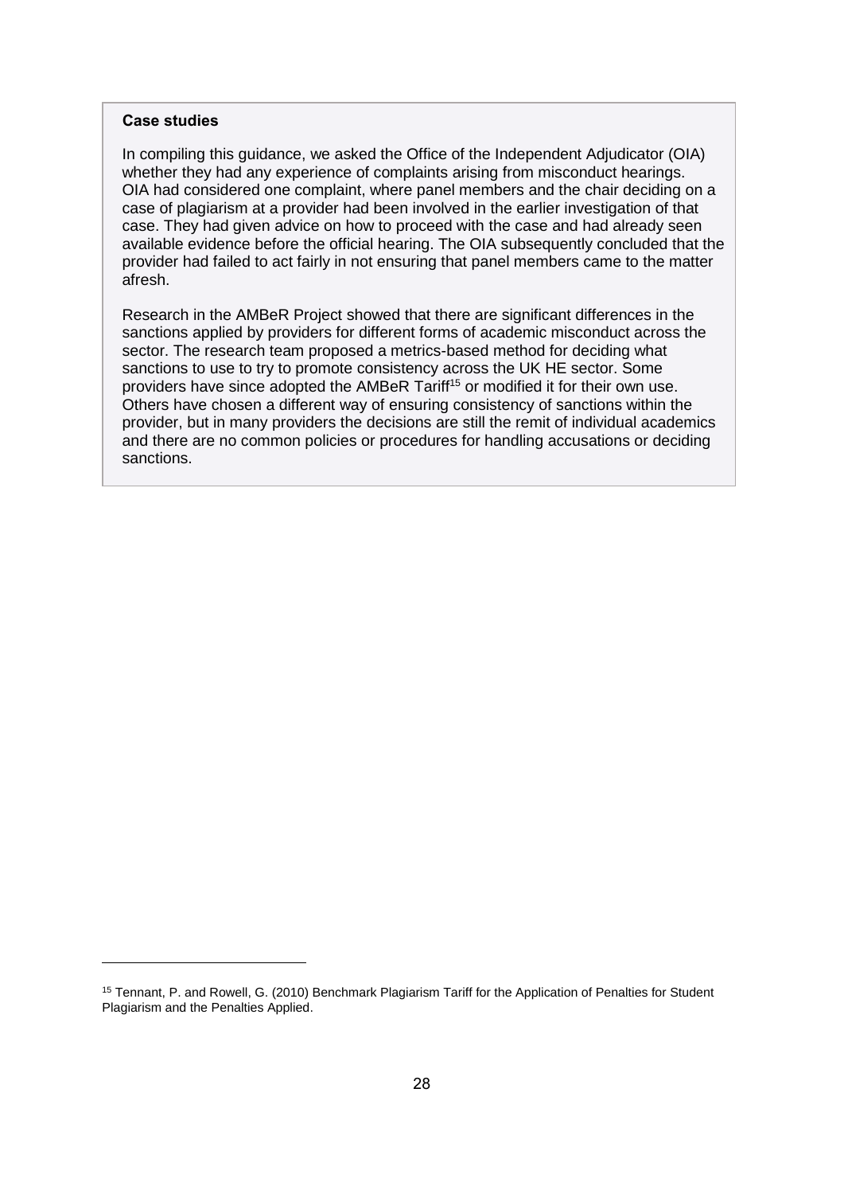**Case studies**

In compiling this guidance, we asked the Office of the Independent Adjudicator (OIA) whether they had any experience of complaints arising from misconduct hearings. OIA had considered one complaint, where panel members and the chair deciding on a case of plagiarism at a provider had been involved in the earlier investigation of that case. They had given advice on how to proceed with the case and had already seen available evidence before the official hearing. The OIA subsequently concluded that the provider had failed to act fairly in not ensuring that panel members came to the matter afresh.

Research in the AMBeR Project showed that there are significant differences in the sanctions applied by providers for different forms of academic misconduct across the sector. The research team proposed a metrics-based method for deciding what sanctions to use to try to promote consistency across the UK HE sector. Some providers have since adopted the AMBeR Tariff[15] or modified it for their own use. Others have chosen a different way of ensuring consistency of sanctions within the provider, but in many providers the decisions are still the remit of individual academics and there are no common policies or procedures for handling accusations or deciding sanctions.

[15] Tennant, P. and Rowell, G. (2010) Benchmark Plagiarism Tariff for the Application of Penalties for Student Plagiarism and the Penalties Applied.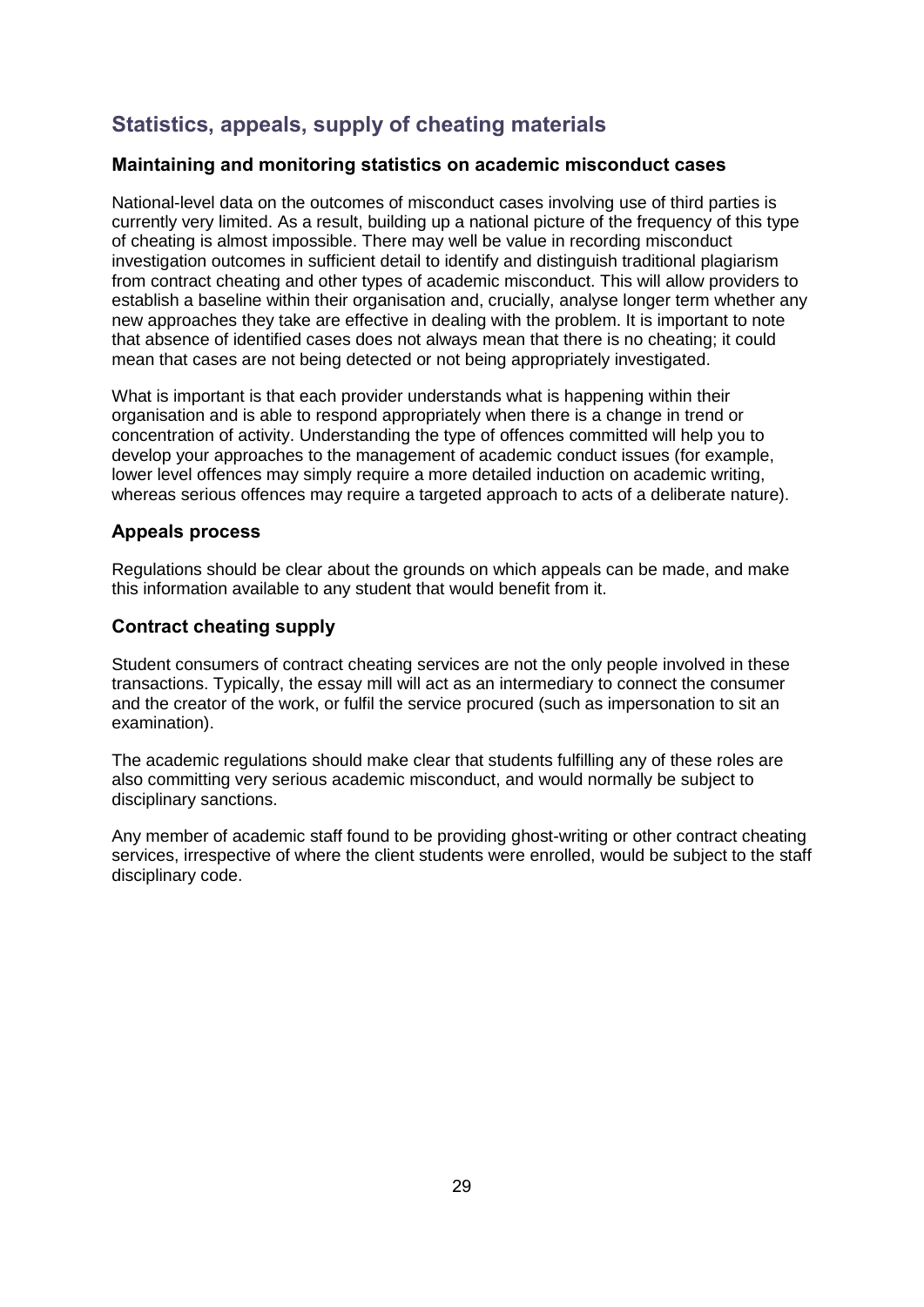## Statistics, appeals, supply of cheating materials

### Maintaining and monitoring statistics on academic misconduct cases

National-level data on the outcomes of misconduct cases involving use of third parties is currently very limited. As a result, building up a national picture of the frequency of this type of cheating is almost impossible. There may well be value in recording misconduct investigation outcomes in sufficient detail to identify and distinguish traditional plagiarism from contract cheating and other types of academic misconduct. This will allow providers to establish a baseline within their organisation and, crucially, analyse longer term whether any new approaches they take are effective in dealing with the problem. It is important to note that absence of identified cases does not always mean that there is no cheating; it could mean that cases are not being detected or not being appropriately investigated.

What is important is that each provider understands what is happening within their organisation and is able to respond appropriately when there is a change in trend or concentration of activity. Understanding the type of offences committed will help you to develop your approaches to the management of academic conduct issues (for example, lower level offences may simply require a more detailed induction on academic writing, whereas serious offences may require a targeted approach to acts of a deliberate nature).

### Appeals process

Regulations should be clear about the grounds on which appeals can be made, and make this information available to any student that would benefit from it.

### Contract cheating supply

Student consumers of contract cheating services are not the only people involved in these transactions. Typically, the essay mill will act as an intermediary to connect the consumer and the creator of the work, or fulfil the service procured (such as impersonation to sit an examination).

The academic regulations should make clear that students fulfilling any of these roles are also committing very serious academic misconduct, and would normally be subject to disciplinary sanctions.

Any member of academic staff found to be providing ghost-writing or other contract cheating services, irrespective of where the client students were enrolled, would be subject to the staff disciplinary code.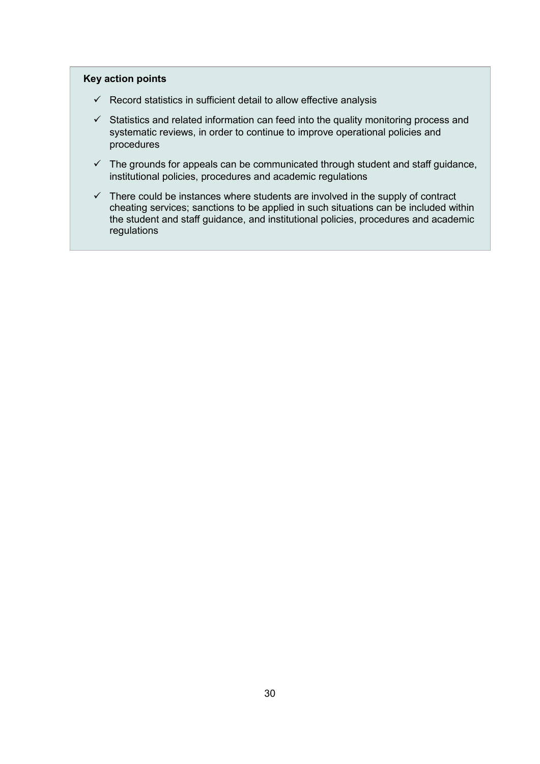**Key action points**

- ✓ Record statistics in sufficient detail to allow effective analysis
- ✓ Statistics and related information can feed into the quality monitoring process and systematic reviews, in order to continue to improve operational policies and procedures
- ✓ The grounds for appeals can be communicated through student and staff guidance, institutional policies, procedures and academic regulations
- ✓ There could be instances where students are involved in the supply of contract cheating services; sanctions to be applied in such situations can be included within the student and staff guidance, and institutional policies, procedures and academic regulations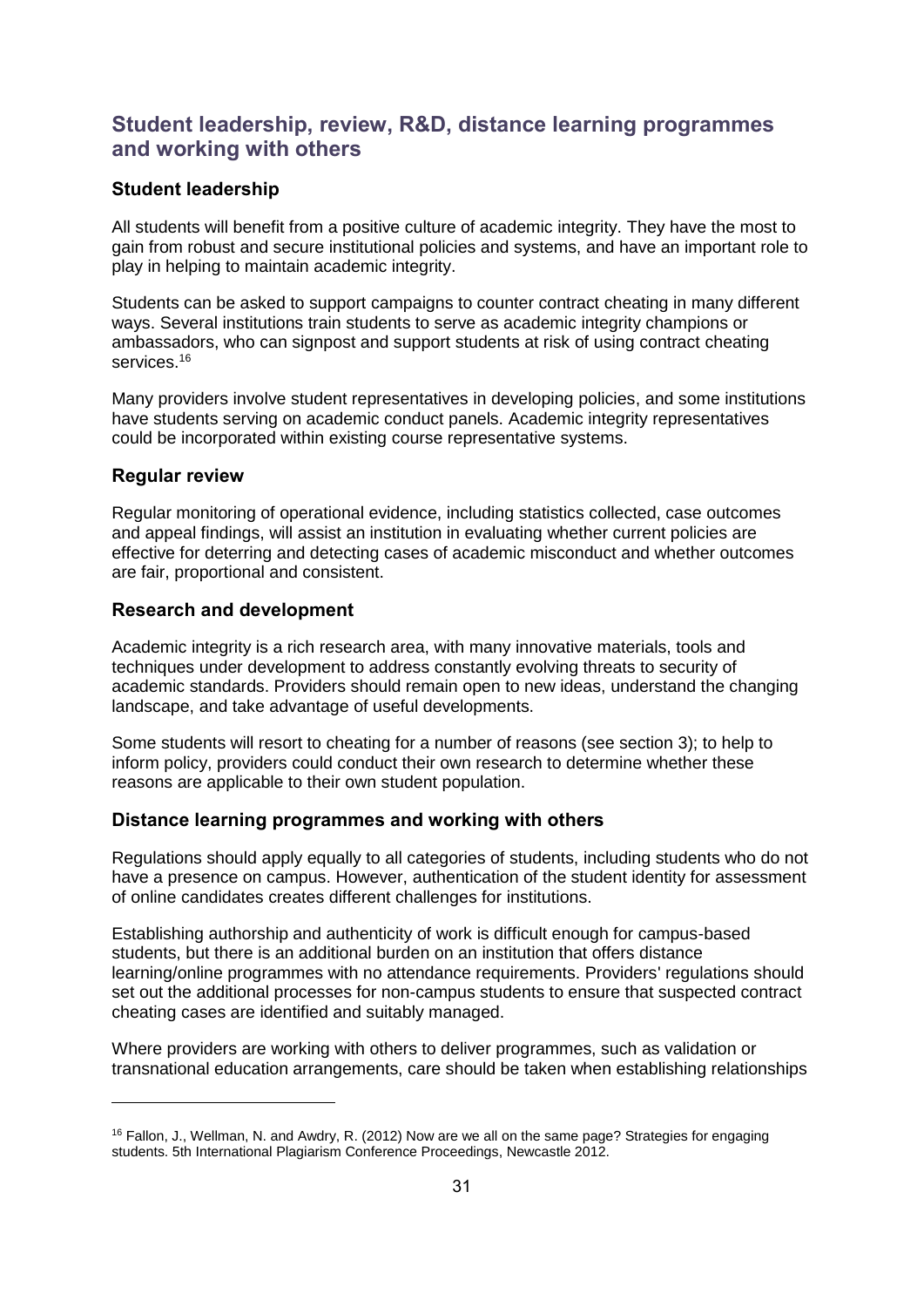## Student leadership, review, R&D, distance learning programmes and working with others

### Student leadership

All students will benefit from a positive culture of academic integrity. They have the most to gain from robust and secure institutional policies and systems, and have an important role to play in helping to maintain academic integrity.

Students can be asked to support campaigns to counter contract cheating in many different ways. Several institutions train students to serve as academic integrity champions or ambassadors, who can signpost and support students at risk of using contract cheating services.[16]

Many providers involve student representatives in developing policies, and some institutions have students serving on academic conduct panels. Academic integrity representatives could be incorporated within existing course representative systems.

### Regular review

Regular monitoring of operational evidence, including statistics collected, case outcomes and appeal findings, will assist an institution in evaluating whether current policies are effective for deterring and detecting cases of academic misconduct and whether outcomes are fair, proportional and consistent.

### Research and development

Academic integrity is a rich research area, with many innovative materials, tools and techniques under development to address constantly evolving threats to security of academic standards. Providers should remain open to new ideas, understand the changing landscape, and take advantage of useful developments.

Some students will resort to cheating for a number of reasons (see section 3); to help to inform policy, providers could conduct their own research to determine whether these reasons are applicable to their own student population.

### Distance learning programmes and working with others

Regulations should apply equally to all categories of students, including students who do not have a presence on campus. However, authentication of the student identity for assessment of online candidates creates different challenges for institutions.

Establishing authorship and authenticity of work is difficult enough for campus-based students, but there is an additional burden on an institution that offers distance learning/online programmes with no attendance requirements. Providers' regulations should set out the additional processes for non-campus students to ensure that suspected contract cheating cases are identified and suitably managed.

Where providers are working with others to deliver programmes, such as validation or transnational education arrangements, care should be taken when establishing relationships

---

[16] Fallon, J., Wellman, N. and Awdry, R. (2012) Now are we all on the same page? Strategies for engaging students. 5th International Plagiarism Conference Proceedings, Newcastle 2012.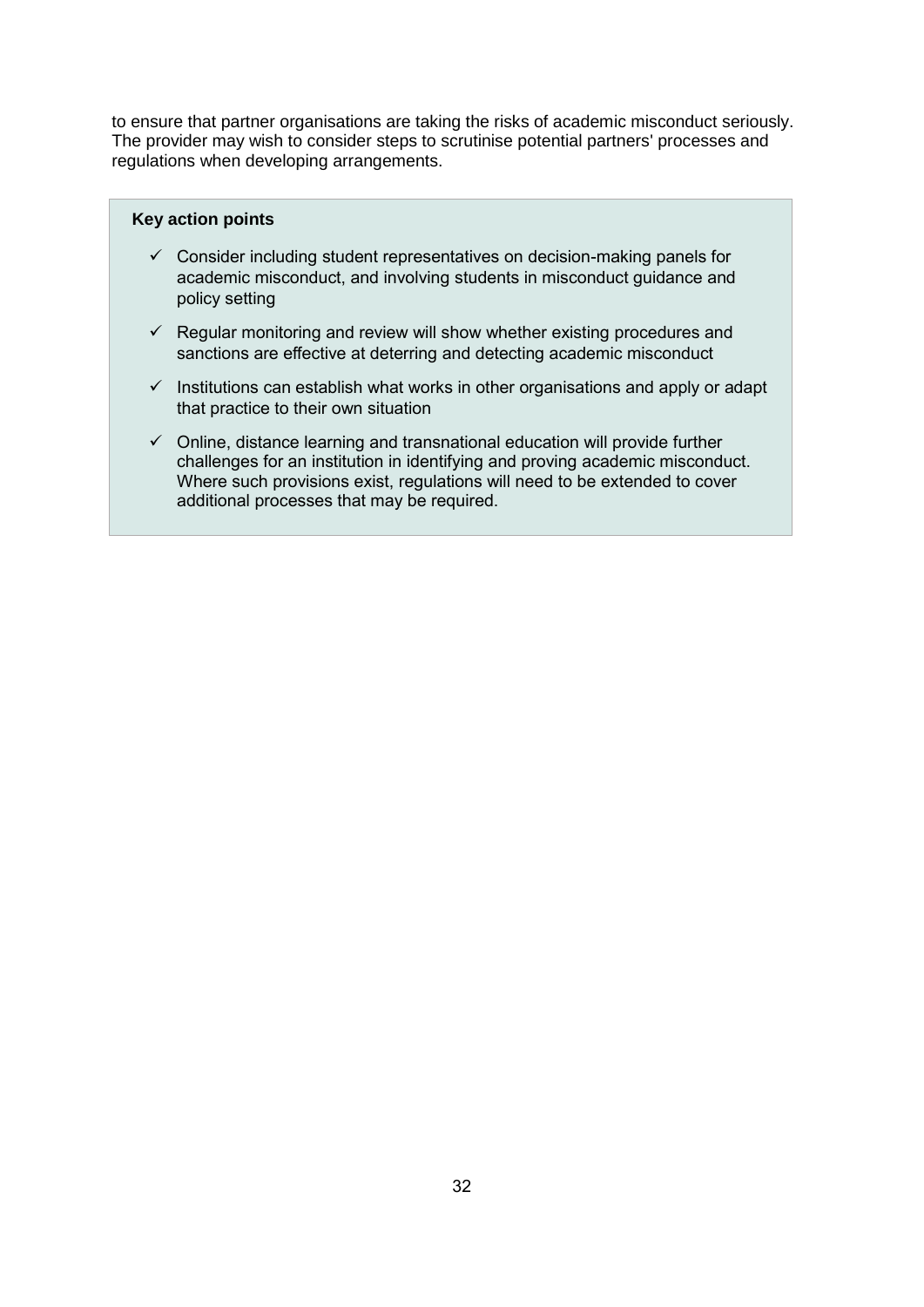to ensure that partner organisations are taking the risks of academic misconduct seriously. The provider may wish to consider steps to scrutinise potential partners' processes and regulations when developing arrangements.

**Key action points**

- ✓ Consider including student representatives on decision-making panels for academic misconduct, and involving students in misconduct guidance and policy setting
- ✓ Regular monitoring and review will show whether existing procedures and sanctions are effective at deterring and detecting academic misconduct
- ✓ Institutions can establish what works in other organisations and apply or adapt that practice to their own situation
- ✓ Online, distance learning and transnational education will provide further challenges for an institution in identifying and proving academic misconduct. Where such provisions exist, regulations will need to be extended to cover additional processes that may be required.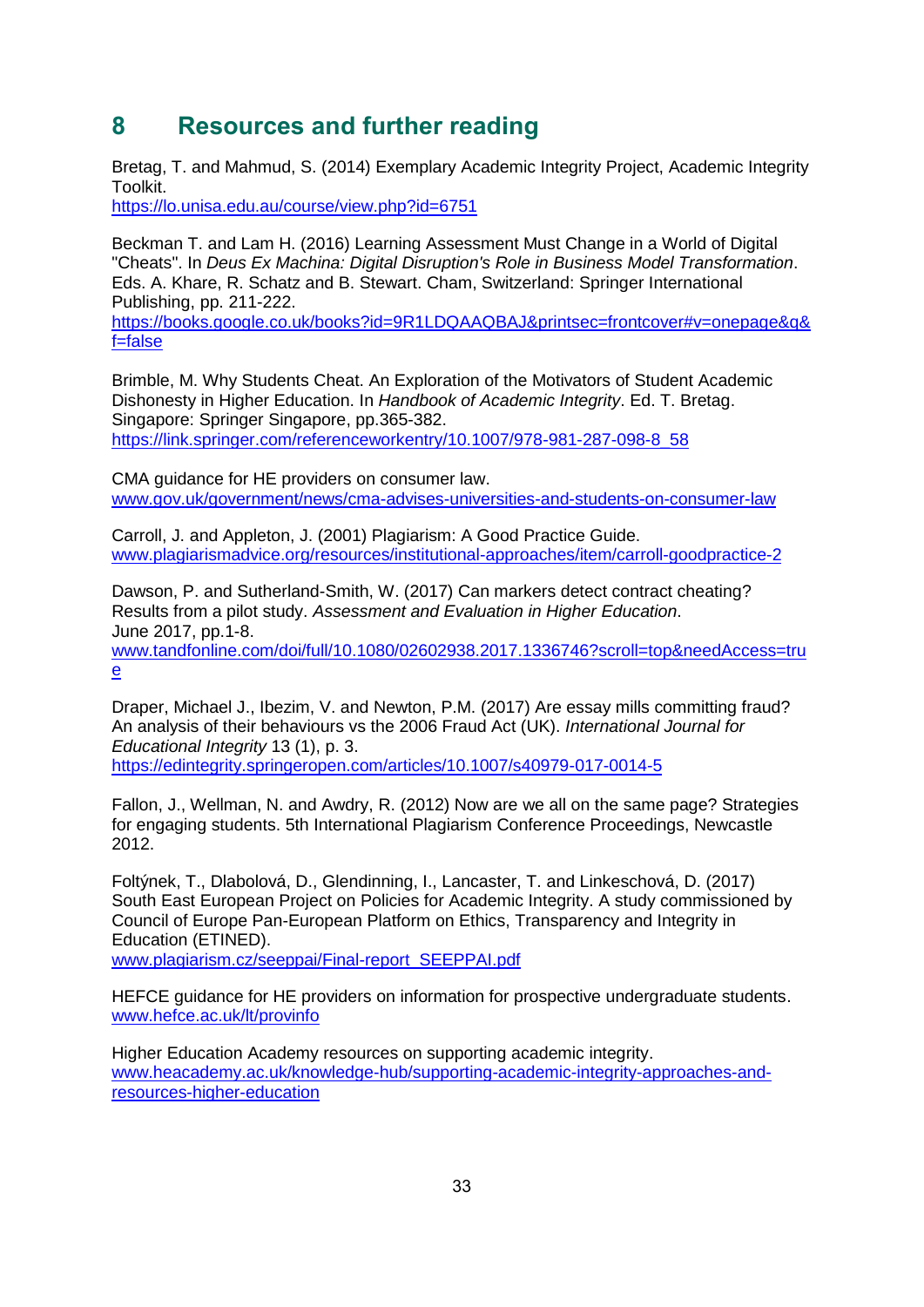# 8 Resources and further reading

Bretag, T. and Mahmud, S. (2014) Exemplary Academic Integrity Project, Academic Integrity Toolkit.
https://lo.unisa.edu.au/course/view.php?id=6751

Beckman T. and Lam H. (2016) Learning Assessment Must Change in a World of Digital "Cheats". In *Deus Ex Machina: Digital Disruption's Role in Business Model Transformation*. Eds. A. Khare, R. Schatz and B. Stewart. Cham, Switzerland: Springer International Publishing, pp. 211-222.
https://books.google.co.uk/books?id=9R1LDQAAQBAJ&printsec=frontcover#v=onepage&q&f=false

Brimble, M. Why Students Cheat. An Exploration of the Motivators of Student Academic Dishonesty in Higher Education. In *Handbook of Academic Integrity*. Ed. T. Bretag. Singapore: Springer Singapore, pp.365-382.
https://link.springer.com/referenceworkentry/10.1007/978-981-287-098-8_58

CMA guidance for HE providers on consumer law.
www.gov.uk/government/news/cma-advises-universities-and-students-on-consumer-law

Carroll, J. and Appleton, J. (2001) Plagiarism: A Good Practice Guide.
www.plagiarismadvice.org/resources/institutional-approaches/item/carroll-goodpractice-2

Dawson, P. and Sutherland-Smith, W. (2017) Can markers detect contract cheating? Results from a pilot study. *Assessment and Evaluation in Higher Education*. June 2017, pp.1-8.
www.tandfonline.com/doi/full/10.1080/02602938.2017.1336746?scroll=top&needAccess=true

Draper, Michael J., Ibezim, V. and Newton, P.M. (2017) Are essay mills committing fraud? An analysis of their behaviours vs the 2006 Fraud Act (UK). *International Journal for Educational Integrity* 13 (1), p. 3.
https://edintegrity.springeropen.com/articles/10.1007/s40979-017-0014-5

Fallon, J., Wellman, N. and Awdry, R. (2012) Now are we all on the same page? Strategies for engaging students. 5th International Plagiarism Conference Proceedings, Newcastle 2012.

Foltýnek, T., Dlabolová, D., Glendinning, I., Lancaster, T. and Linkeschová, D. (2017) South East European Project on Policies for Academic Integrity. A study commissioned by Council of Europe Pan-European Platform on Ethics, Transparency and Integrity in Education (ETINED).
www.plagiarism.cz/seeppai/Final-report_SEEPPAI.pdf

HEFCE guidance for HE providers on information for prospective undergraduate students.
www.hefce.ac.uk/lt/provinfo

Higher Education Academy resources on supporting academic integrity.
www.heacademy.ac.uk/knowledge-hub/supporting-academic-integrity-approaches-and-resources-higher-education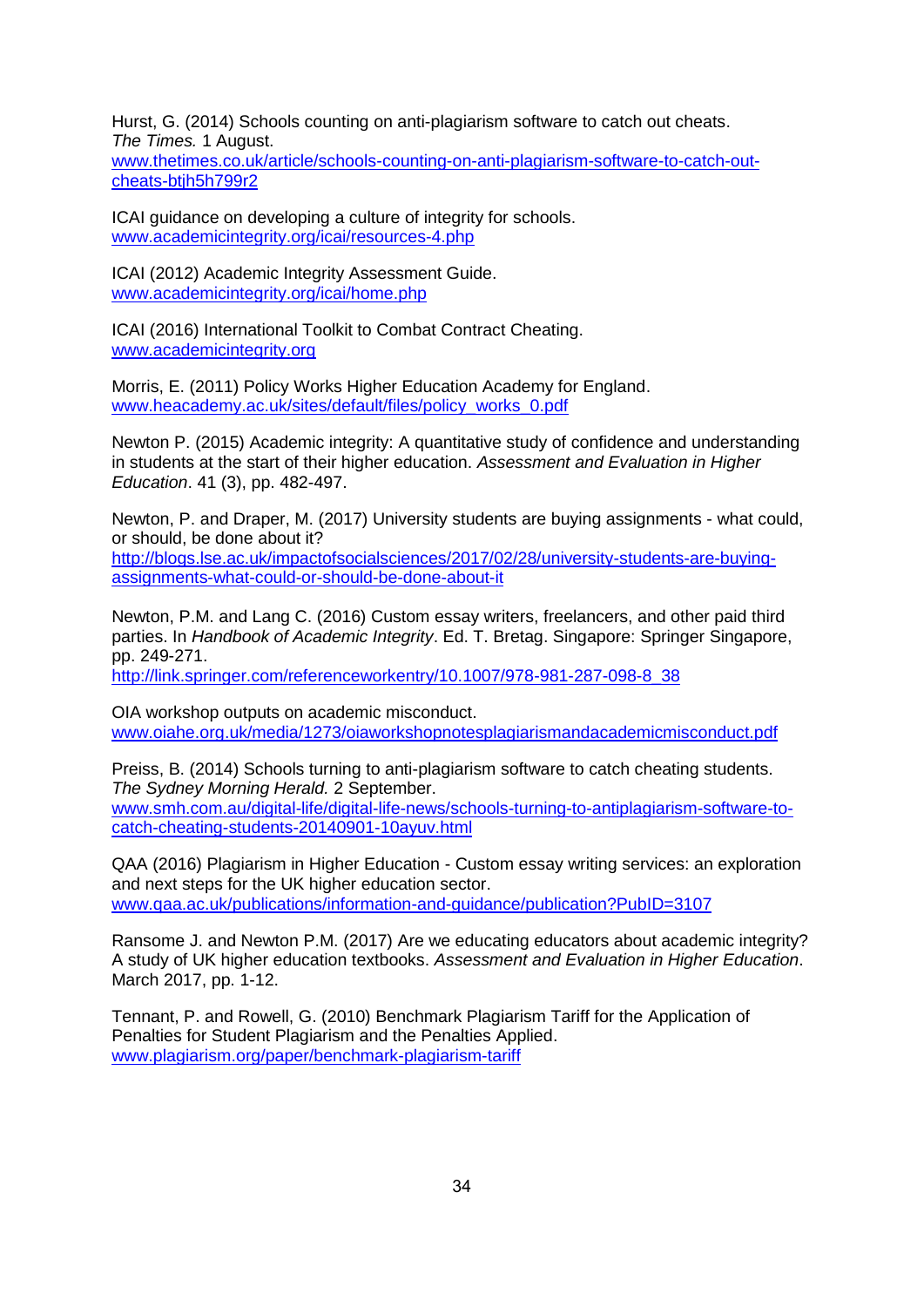Hurst, G. (2014) Schools counting on anti-plagiarism software to catch out cheats. *The Times.* 1 August.
www.thetimes.co.uk/article/schools-counting-on-anti-plagiarism-software-to-catch-out-cheats-btjh5h799r2

ICAI guidance on developing a culture of integrity for schools.
www.academicintegrity.org/icai/resources-4.php

ICAI (2012) Academic Integrity Assessment Guide.
www.academicintegrity.org/icai/home.php

ICAI (2016) International Toolkit to Combat Contract Cheating.
www.academicintegrity.org

Morris, E. (2011) Policy Works Higher Education Academy for England.
www.heacademy.ac.uk/sites/default/files/policy_works_0.pdf

Newton P. (2015) Academic integrity: A quantitative study of confidence and understanding in students at the start of their higher education. *Assessment and Evaluation in Higher Education*. 41 (3), pp. 482-497.

Newton, P. and Draper, M. (2017) University students are buying assignments - what could, or should, be done about it?
http://blogs.lse.ac.uk/impactofsocialsciences/2017/02/28/university-students-are-buying-assignments-what-could-or-should-be-done-about-it

Newton, P.M. and Lang C. (2016) Custom essay writers, freelancers, and other paid third parties. In *Handbook of Academic Integrity*. Ed. T. Bretag. Singapore: Springer Singapore, pp. 249-271.
http://link.springer.com/referenceworkentry/10.1007/978-981-287-098-8_38

OIA workshop outputs on academic misconduct.
www.oiahe.org.uk/media/1273/oiaworkshopnotesplagiarismandacademicmisconduct.pdf

Preiss, B. (2014) Schools turning to anti-plagiarism software to catch cheating students. *The Sydney Morning Herald.* 2 September.
www.smh.com.au/digital-life/digital-life-news/schools-turning-to-antiplagiarism-software-to-catch-cheating-students-20140901-10ayuv.html

QAA (2016) Plagiarism in Higher Education - Custom essay writing services: an exploration and next steps for the UK higher education sector.
www.qaa.ac.uk/publications/information-and-guidance/publication?PubID=3107

Ransome J. and Newton P.M. (2017) Are we educating educators about academic integrity? A study of UK higher education textbooks. *Assessment and Evaluation in Higher Education*. March 2017, pp. 1-12.

Tennant, P. and Rowell, G. (2010) Benchmark Plagiarism Tariff for the Application of Penalties for Student Plagiarism and the Penalties Applied.
www.plagiarism.org/paper/benchmark-plagiarism-tariff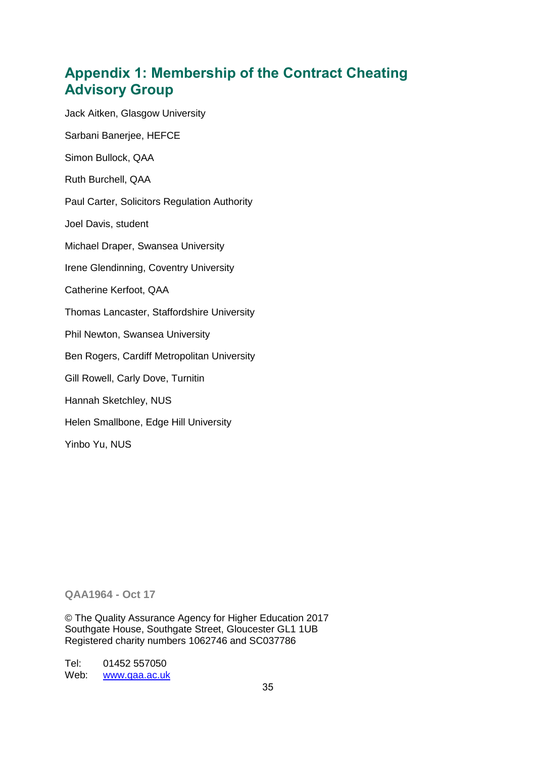## Appendix 1: Membership of the Contract Cheating Advisory Group

Jack Aitken, Glasgow University

Sarbani Banerjee, HEFCE

Simon Bullock, QAA

Ruth Burchell, QAA

Paul Carter, Solicitors Regulation Authority

Joel Davis, student

Michael Draper, Swansea University

Irene Glendinning, Coventry University

Catherine Kerfoot, QAA

Thomas Lancaster, Staffordshire University

Phil Newton, Swansea University

Ben Rogers, Cardiff Metropolitan University

Gill Rowell, Carly Dove, Turnitin

Hannah Sketchley, NUS

Helen Smallbone, Edge Hill University

Yinbo Yu, NUS

**QAA1964 - Oct 17**

© The Quality Assurance Agency for Higher Education 2017
Southgate House, Southgate Street, Gloucester GL1 1UB
Registered charity numbers 1062746 and SC037786

Tel: 01452 557050
Web: [www.qaa.ac.uk](http://www.qaa.ac.uk)